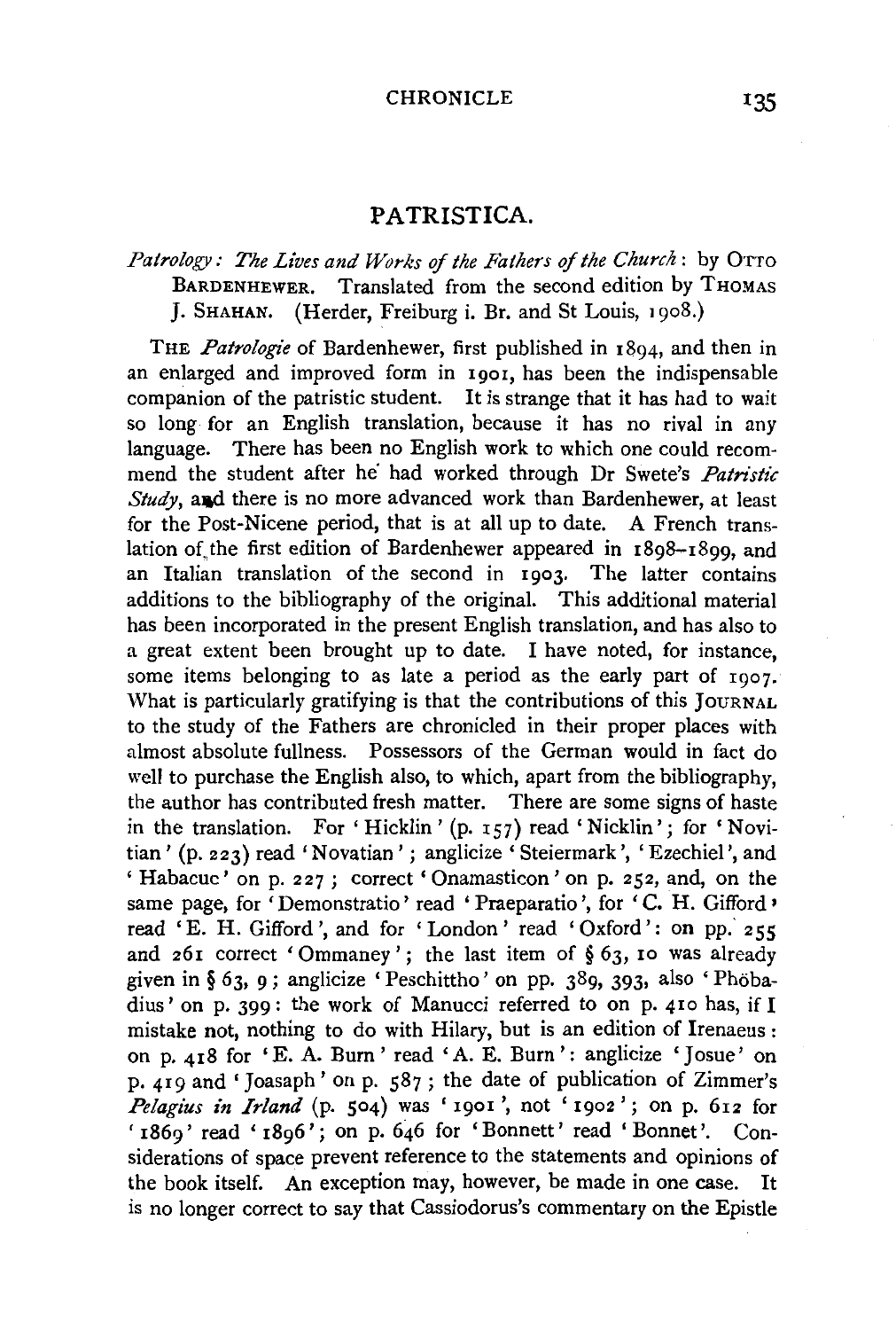## PATRISTICA.

*Patrology: The Lives and Works of the Fathers of the Church*: by OTTO BARDENHEWER. Translated from the second edition by THOMAS J. SHAHAN. (Herder, Freiburg i. Br. and St Louis, 1908.)

THE *Patrologie* of Bardenhewer, first published in 1894, and then in an enlarged and improved form in 1901, has been the indispensable companion of the patristic student. It is strange that it has had to wait so long for an English translation, because it has no rival in any language. There has been no English work to which one could recommend the student after he had worked through Dr Swete's *Patristic Study*, and there is no more advanced work than Bardenhewer, at least for the Post-Nicene period, that is at all up to date. A French translation of the first edition of Bardenhewer appeared in 1898–1899, and an Italian translation of the second in 1903. The latter contains additions to the bibliography of the original. This additional material has been incorporated in the present English translation, and has also to a great extent been brought up to date. I have noted, for instance, some items belonging to as late a period as the early part of 1907. What is particularly gratifying is that the contributions of this JOURNAL to the study of the Fathers are chronicled in their proper places with almost absolute fullness. Possessors of the German would in fact do well to purchase the English also, to which, apart from the bibliography, the author has contributed fresh matter. There are some signs of haste in the translation. For 'Hicklin' (p. 157) read 'Nicklin'; for 'Novitian' (p. 223) read 'Novatian'; anglicize 'Steiermark', 'Ezechiel', and 'Habacuc' on p. 227; correct 'Onamasticon' on p. 252, and, on the same page, for 'Demonstratio' read 'Praeparatio', for 'C. H. Gifford' read 'E. H. Gifford', and for 'London' read 'Oxford': on pp. 255 and 261 correct 'Ommaney'; the last item of § 63, 10 was already given in § 63, 9; anglicize 'Peschittho' on pp. 389, 393, also 'Phöbadius' on p. 399: the work of Manucci referred to on p. 410 has, if I mistake not, nothing to do with Hilary, but is an edition of Irenaeus: on p. 418 for 'E. A. Burn' read 'A. E. Burn': anglicize 'Josue' on p. 419 and 'Joasaph' on p. 587; the date of publication of Zimmer's *Pelagius in Irland* (p. 504) was '1901', not '1902'; on p. 612 for '1869' read '1896'; on p. 646 for 'Bonnett' read 'Bonnet'. Considerations of space prevent reference to the statements and opinions of the book itself. An exception may, however, be made in one case. It is no longer correct to say that Cassiodorus's commentary on the Epistle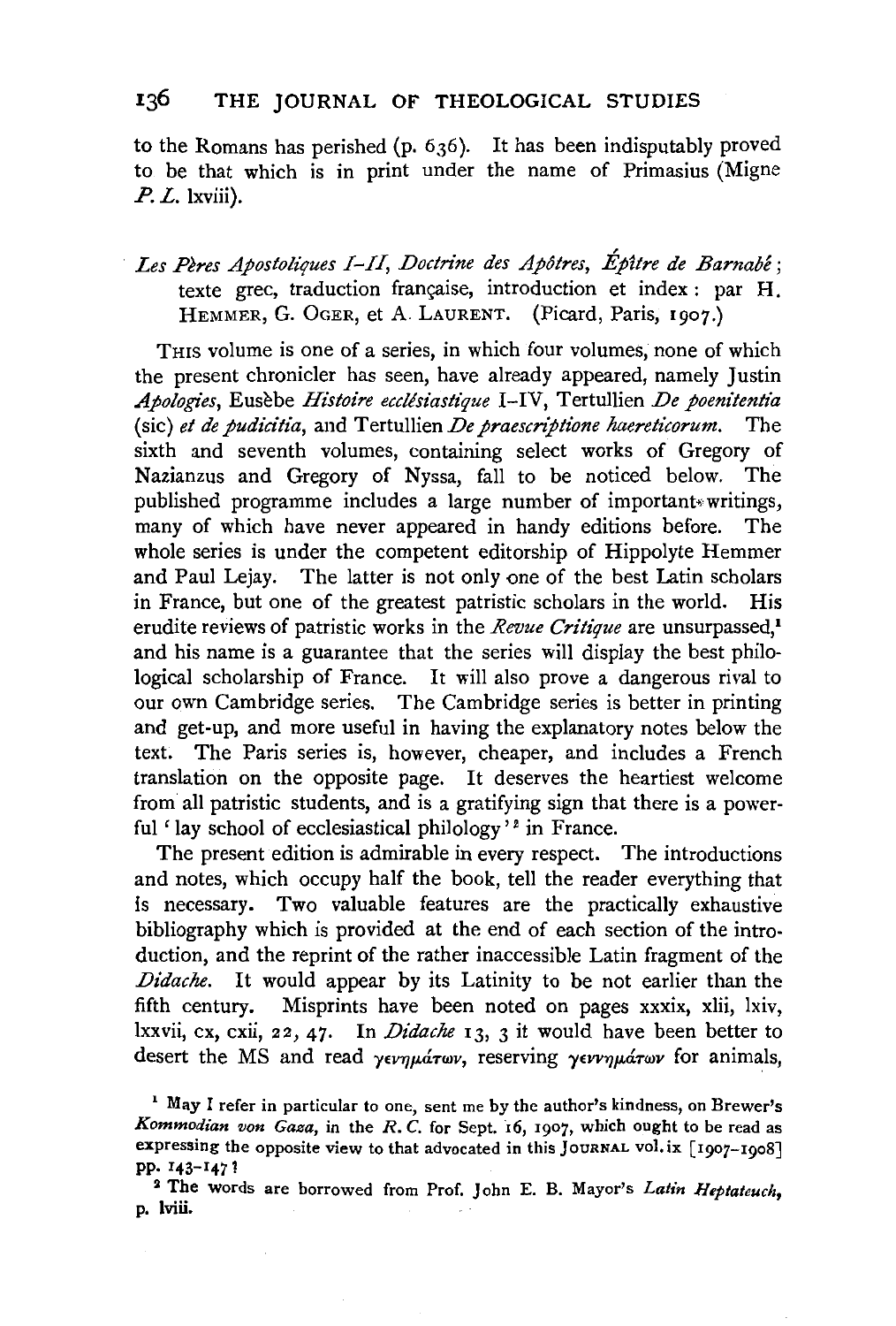to the Romans has perished (p. 636). It has been indisputably proved to be that which is in print under the name of Primasius (Migne *P. L.* lxviii).

*Les Pères Apostoliques I–II, Doctrine des Apôtres, Épître de Barnabé*; texte grec, traduction française, introduction et index: par H. Hemmer, G. Oger, et A. Laurent. (Picard, Paris, 1907.)

This volume is one of a series, in which four volumes, none of which the present chronicler has seen, have already appeared, namely Justin *Apologies*, Eusèbe *Histoire ecclésiastique* I–IV, Tertullien *De poenitentia* (sic) *et de pudicitia*, and Tertullien *De praescriptione haereticorum*. The sixth and seventh volumes, containing select works of Gregory of Nazianzus and Gregory of Nyssa, fall to be noticed below. The published programme includes a large number of important writings, many of which have never appeared in handy editions before. The whole series is under the competent editorship of Hippolyte Hemmer and Paul Lejay. The latter is not only one of the best Latin scholars in France, but one of the greatest patristic scholars in the world. His erudite reviews of patristic works in the *Revue Critique* are unsurpassed,[1] and his name is a guarantee that the series will display the best philological scholarship of France. It will also prove a dangerous rival to our own Cambridge series. The Cambridge series is better in printing and get-up, and more useful in having the explanatory notes below the text. The Paris series is, however, cheaper, and includes a French translation on the opposite page. It deserves the heartiest welcome from all patristic students, and is a gratifying sign that there is a powerful 'lay school of ecclesiastical philology'[2] in France.

The present edition is admirable in every respect. The introductions and notes, which occupy half the book, tell the reader everything that is necessary. Two valuable features are the practically exhaustive bibliography which is provided at the end of each section of the introduction, and the reprint of the rather inaccessible Latin fragment of the *Didache*. It would appear by its Latinity to be not earlier than the fifth century. Misprints have been noted on pages xxxix, xlii, lxiv, lxxvii, cx, cxii, 22, 47. In *Didache* 13, 3 it would have been better to desert the MS and read γενημάτων, reserving γεννημάτων for animals,

[1] May I refer in particular to one, sent me by the author's kindness, on Brewer's *Kommodian von Gaza*, in the *R. C.* for Sept. 16, 1907, which ought to be read as expressing the opposite view to that advocated in this Journal vol. ix [1907–1908] pp. 143–147?

[2] The words are borrowed from Prof. John E. B. Mayor's *Latin Heptateuch*, p. lviii.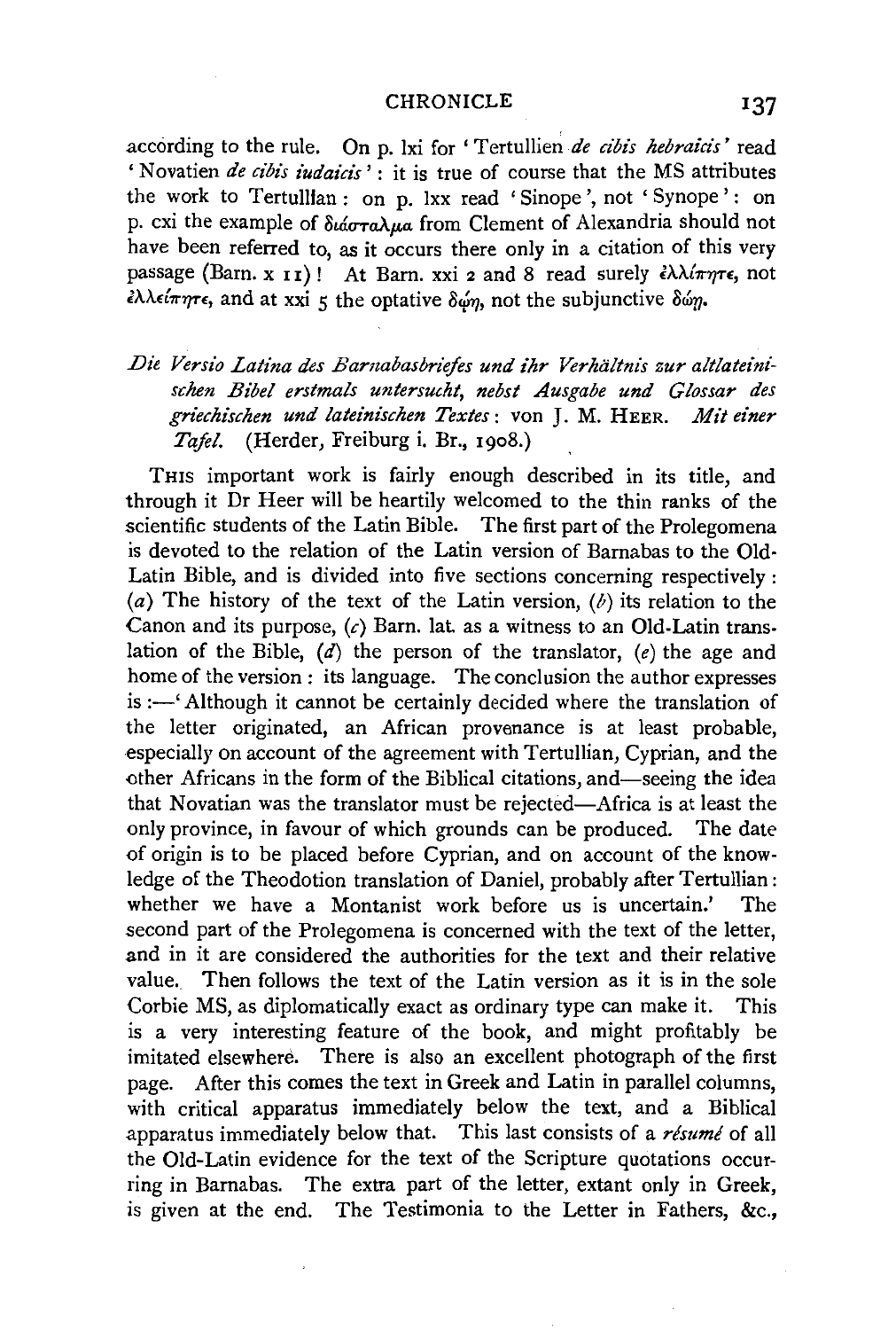according to the rule. On p. lxi for 'Tertullien *de cibis hebraicis*' read 'Novatien *de cibis iudaicis*': it is true of course that the MS attributes the work to Tertullian: on p. lxx read 'Sinope', not 'Synope': on p. cxi the example of διάσταλμα from Clement of Alexandria should not have been referred to, as it occurs there only in a citation of this very passage (Barn. x 11)! At Barn. xxi 2 and 8 read surely ἐλλίπητε, not ἐλλείπητε, and at xxi 5 the optative δῴη, not the subjunctive δώῃ.

*Die Versio Latina des Barnabasbriefes und ihr Verhältnis zur altlateinischen Bibel erstmals untersucht, nebst Ausgabe und Glossar des griechischen und lateinischen Textes*: von J. M. HEER. *Mit einer Tafel.* (Herder, Freiburg i. Br., 1908.)

THIS important work is fairly enough described in its title, and through it Dr Heer will be heartily welcomed to the thin ranks of the scientific students of the Latin Bible. The first part of the Prolegomena is devoted to the relation of the Latin version of Barnabas to the Old-Latin Bible, and is divided into five sections concerning respectively: (*a*) The history of the text of the Latin version, (*b*) its relation to the Canon and its purpose, (*c*) Barn. lat. as a witness to an Old-Latin translation of the Bible, (*d*) the person of the translator, (*e*) the age and home of the version: its language. The conclusion the author expresses is:—'Although it cannot be certainly decided where the translation of the letter originated, an African provenance is at least probable, especially on account of the agreement with Tertullian, Cyprian, and the other Africans in the form of the Biblical citations, and—seeing the idea that Novatian was the translator must be rejected—Africa is at least the only province, in favour of which grounds can be produced. The date of origin is to be placed before Cyprian, and on account of the knowledge of the Theodotion translation of Daniel, probably after Tertullian: whether we have a Montanist work before us is uncertain.' The second part of the Prolegomena is concerned with the text of the letter, and in it are considered the authorities for the text and their relative value. Then follows the text of the Latin version as it is in the sole Corbie MS, as diplomatically exact as ordinary type can make it. This is a very interesting feature of the book, and might profitably be imitated elsewhere. There is also an excellent photograph of the first page. After this comes the text in Greek and Latin in parallel columns, with critical apparatus immediately below the text, and a Biblical apparatus immediately below that. This last consists of a *résumé* of all the Old-Latin evidence for the text of the Scripture quotations occurring in Barnabas. The extra part of the letter, extant only in Greek, is given at the end. The Testimonia to the Letter in Fathers, &c.,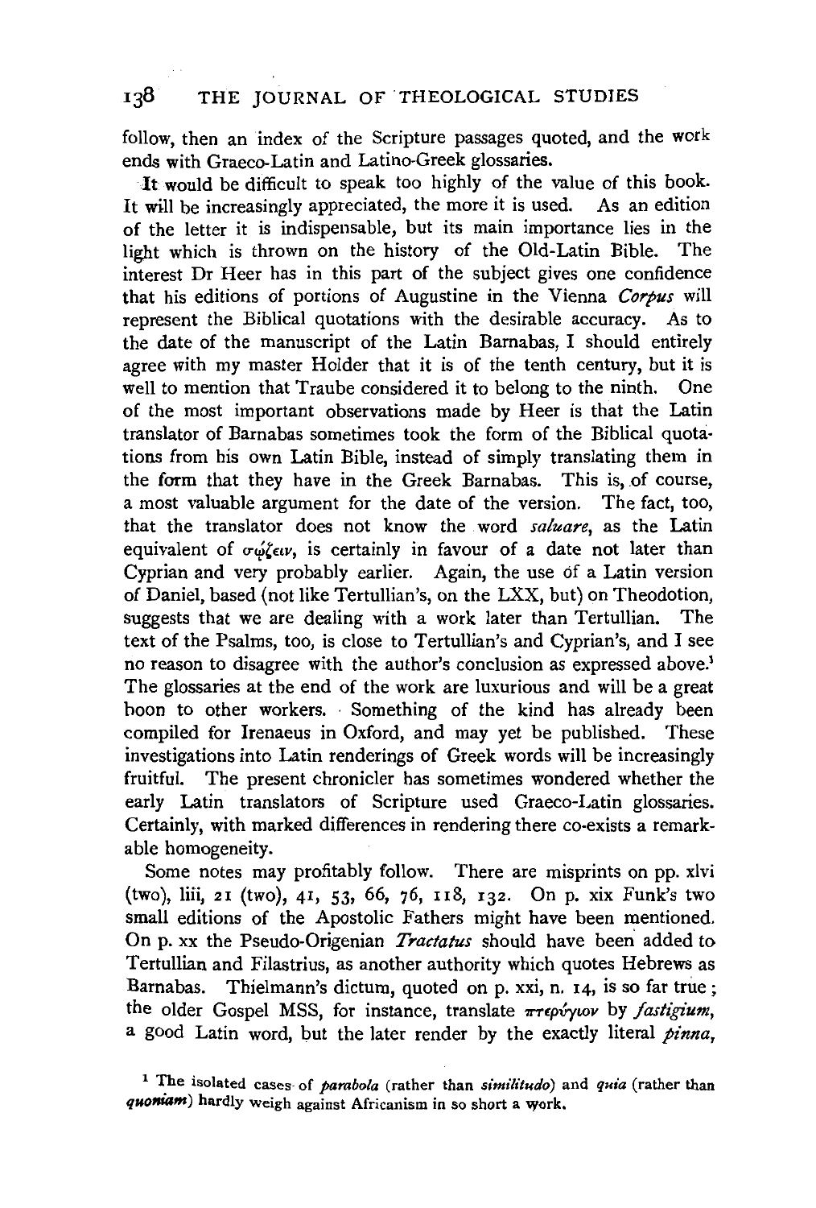follow, then an index of the Scripture passages quoted, and the work ends with Graeco-Latin and Latino-Greek glossaries.

It would be difficult to speak too highly of the value of this book. It will be increasingly appreciated, the more it is used. As an edition of the letter it is indispensable, but its main importance lies in the light which is thrown on the history of the Old-Latin Bible. The interest Dr Heer has in this part of the subject gives one confidence that his editions of portions of Augustine in the Vienna *Corpus* will represent the Biblical quotations with the desirable accuracy. As to the date of the manuscript of the Latin Barnabas, I should entirely agree with my master Holder that it is of the tenth century, but it is well to mention that Traube considered it to belong to the ninth. One of the most important observations made by Heer is that the Latin translator of Barnabas sometimes took the form of the Biblical quotations from his own Latin Bible, instead of simply translating them in the form that they have in the Greek Barnabas. This is, of course, a most valuable argument for the date of the version. The fact, too, that the translator does not know the word *saluare*, as the Latin equivalent of σῴζειν, is certainly in favour of a date not later than Cyprian and very probably earlier. Again, the use of a Latin version of Daniel, based (not like Tertullian's, on the LXX, but) on Theodotion, suggests that we are dealing with a work later than Tertullian. The text of the Psalms, too, is close to Tertullian's and Cyprian's, and I see no reason to disagree with the author's conclusion as expressed above.[1] The glossaries at the end of the work are luxurious and will be a great boon to other workers. Something of the kind has already been compiled for Irenaeus in Oxford, and may yet be published. These investigations into Latin renderings of Greek words will be increasingly fruitful. The present chronicler has sometimes wondered whether the early Latin translators of Scripture used Graeco-Latin glossaries. Certainly, with marked differences in rendering there co-exists a remarkable homogeneity.

Some notes may profitably follow. There are misprints on pp. xlvi (two), liii, 21 (two), 41, 53, 66, 76, 118, 132. On p. xix Funk's two small editions of the Apostolic Fathers might have been mentioned. On p. xx the Pseudo-Origenian *Tractatus* should have been added to Tertullian and Filastrius, as another authority which quotes Hebrews as Barnabas. Thielmann's dictum, quoted on p. xxi, n. 14, is so far true; the older Gospel MSS, for instance, translate πτερύγιον by *fastigium*, a good Latin word, but the later render by the exactly literal *pinna*,

[1] The isolated cases of *parabola* (rather than *similitudo*) and *quia* (rather than *quoniam*) hardly weigh against Africanism in so short a work.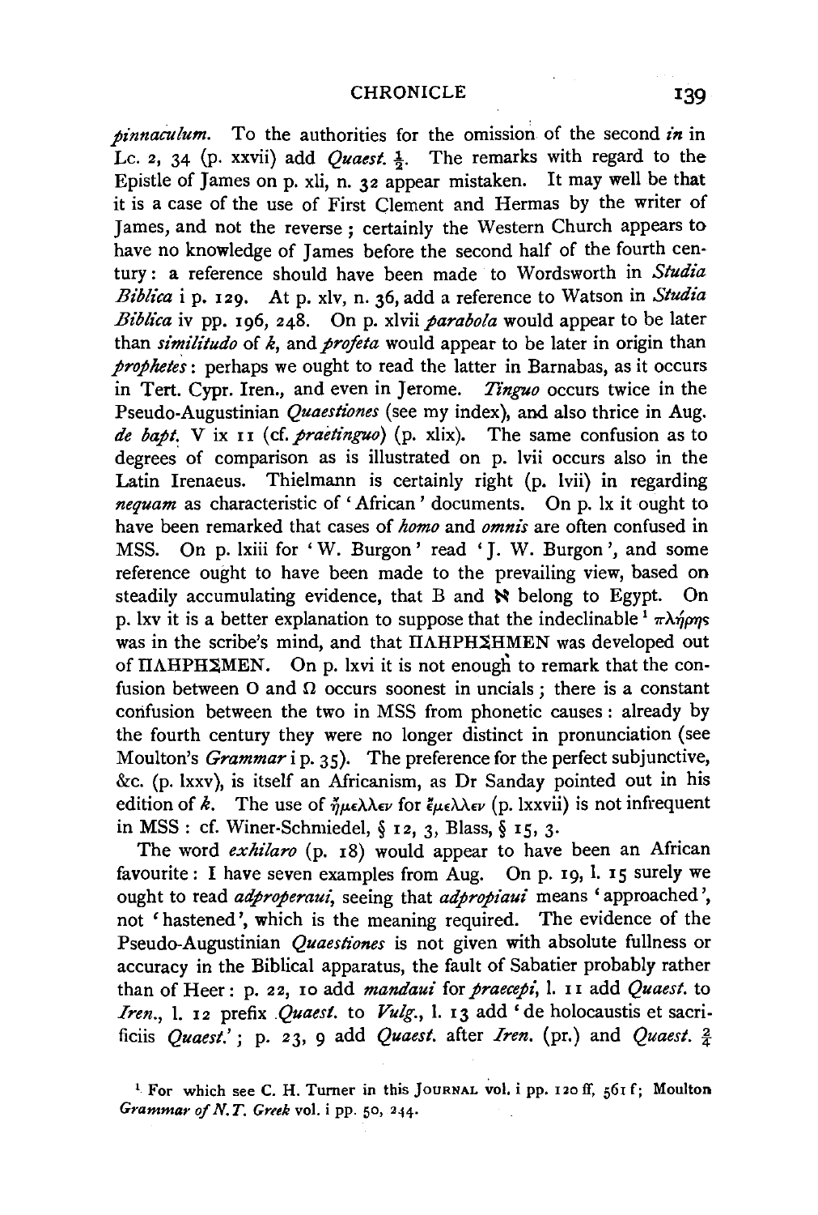*pinnaculum.* To the authorities for the omission of the second *in* in Lc. 2, 34 (p. xxvii) add *Quaest.* $\frac{1}{2}$. The remarks with regard to the Epistle of James on p. xli, n. 32 appear mistaken. It may well be that it is a case of the use of First Clement and Hermas by the writer of James, and not the reverse; certainly the Western Church appears to have no knowledge of James before the second half of the fourth century: a reference should have been made to Wordsworth in *Studia Biblica* i p. 129. At p. xlv, n. 36, add a reference to Watson in *Studia Biblica* iv pp. 196, 248. On p. xlvii *parabola* would appear to be later than *similitudo* of *k*, and *profeta* would appear to be later in origin than *prophetes*: perhaps we ought to read the latter in Barnabas, as it occurs in Tert. Cypr. Iren., and even in Jerome. *Tinguo* occurs twice in the Pseudo-Augustinian *Quaestiones* (see my index), and also thrice in Aug. *de bapt.* V ix 11 (cf. *praetinguo*) (p. xlix). The same confusion as to degrees of comparison as is illustrated on p. lvii occurs also in the Latin Irenaeus. Thielmann is certainly right (p. lvii) in regarding *nequam* as characteristic of 'African' documents. On p. lx it ought to have been remarked that cases of *homo* and *omnis* are often confused in MSS. On p. lxiii for 'W. Burgon' read 'J. W. Burgon', and some reference ought to have been made to the prevailing view, based on steadily accumulating evidence, that B and ℵ belong to Egypt. On p. lxv it is a better explanation to suppose that the indeclinable[1] πλήρης was in the scribe's mind, and that ΠΛΗΡΗΣΗΜΕΝ was developed out of ΠΛΗΡΗΣΜΕΝ. On p. lxvi it is not enough to remark that the confusion between Ο and Ω occurs soonest in uncials; there is a constant confusion between the two in MSS from phonetic causes: already by the fourth century they were no longer distinct in pronunciation (see Moulton's *Grammar* i p. 35). The preference for the perfect subjunctive, &c. (p. lxxv), is itself an Africanism, as Dr Sanday pointed out in his edition of *k*. The use of ἤμελλεν for ἔμελλεν (p. lxxvii) is not infrequent in MSS: cf. Winer-Schmiedel, § 12, 3, Blass, § 15, 3.

The word *exhilaro* (p. 18) would appear to have been an African favourite: I have seven examples from Aug. On p. 19, l. 15 surely we ought to read *adproperaui*, seeing that *adpropiaui* means 'approached', not 'hastened', which is the meaning required. The evidence of the Pseudo-Augustinian *Quaestiones* is not given with absolute fullness or accuracy in the Biblical apparatus, the fault of Sabatier probably rather than of Heer: p. 22, 10 add *mandaui* for *praecepi*, l. 11 add *Quaest.* to *Iren.*, l. 12 prefix *Quaest.* to *Vulg.*, l. 13 add 'de holocaustis et sacrificiis *Quaest.*'; p. 23, 9 add *Quaest.* after *Iren.* (pr.) and *Quaest.* $\frac{2}{4}$

[1] For which see C. H. Turner in this JOURNAL vol. i pp. 120 ff, 561 f; Moulton *Grammar of N.T. Greek* vol. i pp. 50, 244.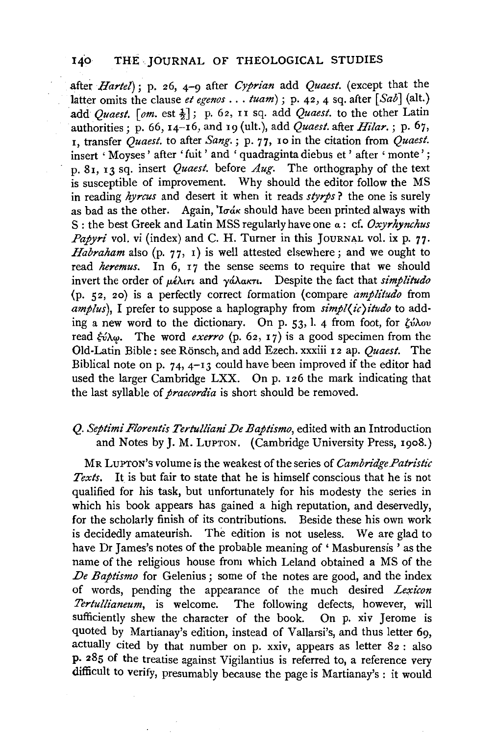after *Hartel*); p. 26, 4–9 after *Cyprian* add *Quaest.* (except that the latter omits the clause *et egenos* . . . *tuam*); p. 42, 4 sq. after [*Sab*] (alt.) add *Quaest.* [*om.* est ½]; p. 62, 11 sq. add *Quaest.* to the other Latin authorities; p. 66, 14–16, and 19 (ult.), add *Quaest.* after *Hilar.*; p. 67, 1, transfer *Quaest.* to after *Sang.*; p. 77, 10 in the citation from *Quaest.* insert 'Moyses' after 'fuit' and 'quadraginta diebus et' after 'monte'; p. 81, 13 sq. insert *Quaest.* before *Aug.* The orthography of the text is susceptible of improvement. Why should the editor follow the MS in reading *hyrcus* and desert it when it reads *styrps*? the one is surely as bad as the other. Again, Ἰσάκ should have been printed always with S: the best Greek and Latin MSS regularly have one α: cf. *Oxyrhynchus Papyri* vol. vi (index) and C. H. Turner in this JOURNAL vol. ix p. 77. *Habraham* also (p. 77, 1) is well attested elsewhere; and we ought to read *heremus*. In 6, 17 the sense seems to require that we should invert the order of μέλιτι and γάλακτι. Despite the fact that *simplitudo* (p. 52, 20) is a perfectly correct formation (compare *amplitudo* from *amplus*), I prefer to suppose a haplography from *simpl⟨ic⟩itudo* to adding a new word to the dictionary. On p. 53, l. 4 from foot, for ζύλου read ξύλῳ. The word *exerro* (p. 62, 17) is a good specimen from the Old-Latin Bible: see Rönsch, and add Ezech. xxxiii 12 ap. *Quaest.* The Biblical note on p. 74, 4–13 could have been improved if the editor had used the larger Cambridge LXX. On p. 126 the mark indicating that the last syllable of *praecordia* is short should be removed.

*Q. Septimi Florentis Tertulliani De Baptismo*, edited with an Introduction and Notes by J. M. LUPTON. (Cambridge University Press, 1908.)

MR LUPTON's volume is the weakest of the series of *Cambridge Patristic Texts*. It is but fair to state that he is himself conscious that he is not qualified for his task, but unfortunately for his modesty the series in which his book appears has gained a high reputation, and deservedly, for the scholarly finish of its contributions. Beside these his own work is decidedly amateurish. The edition is not useless. We are glad to have Dr James's notes of the probable meaning of 'Masburensis' as the name of the religious house from which Leland obtained a MS of the *De Baptismo* for Gelenius; some of the notes are good, and the index of words, pending the appearance of the much desired *Lexicon Tertullianeum*, is welcome. The following defects, however, will sufficiently shew the character of the book. On p. xiv Jerome is quoted by Martianay's edition, instead of Vallarsi's, and thus letter 69, actually cited by that number on p. xxiv, appears as letter 82: also p. 285 of the treatise against Vigilantius is referred to, a reference very difficult to verify, presumably because the page is Martianay's: it would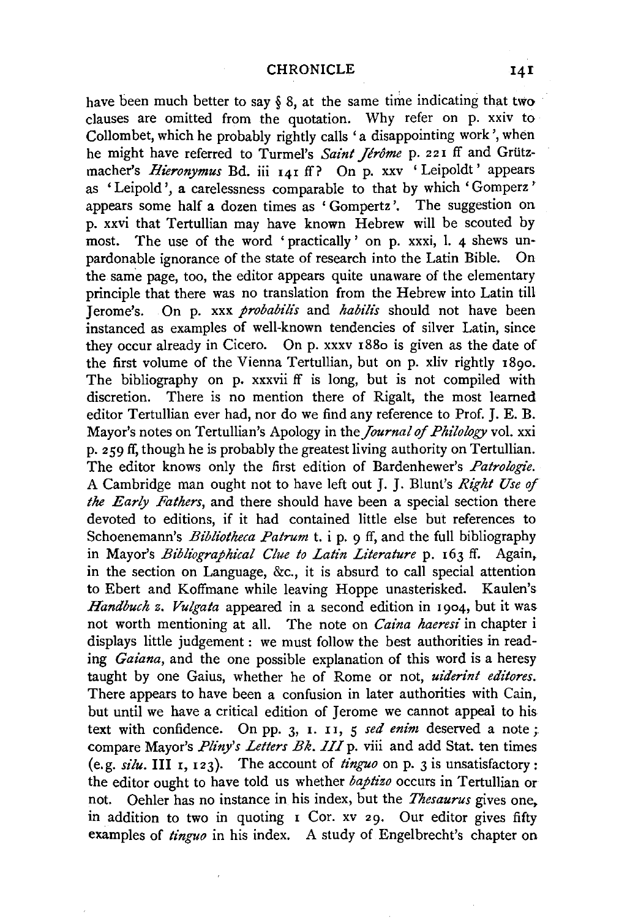have been much better to say § 8, at the same time indicating that two clauses are omitted from the quotation. Why refer on p. xxiv to Collombet, which he probably rightly calls 'a disappointing work', when he might have referred to Turmel's *Saint Jérôme* p. 221 ff and Grützmacher's *Hieronymus* Bd. iii 141 ff? On p. xxv 'Leipoldt' appears as 'Leipold', a carelessness comparable to that by which 'Gomperz' appears some half a dozen times as 'Gompertz'. The suggestion on p. xxvi that Tertullian may have known Hebrew will be scouted by most. The use of the word 'practically' on p. xxxi, l. 4 shews unpardonable ignorance of the state of research into the Latin Bible. On the same page, too, the editor appears quite unaware of the elementary principle that there was no translation from the Hebrew into Latin till Jerome's. On p. xxx *probabilis* and *habilis* should not have been instanced as examples of well-known tendencies of silver Latin, since they occur already in Cicero. On p. xxxv 1880 is given as the date of the first volume of the Vienna Tertullian, but on p. xliv rightly 1890. The bibliography on p. xxxvii ff is long, but is not compiled with discretion. There is no mention there of Rigalt, the most learned editor Tertullian ever had, nor do we find any reference to Prof. J. E. B. Mayor's notes on Tertullian's Apology in the *Journal of Philology* vol. xxi p. 259 ff, though he is probably the greatest living authority on Tertullian. The editor knows only the first edition of Bardenhewer's *Patrologie*. A Cambridge man ought not to have left out J. J. Blunt's *Right Use of the Early Fathers*, and there should have been a special section there devoted to editions, if it had contained little else but references to Schoenemann's *Bibliotheca Patrum* t. i p. 9 ff, and the full bibliography in Mayor's *Bibliographical Clue to Latin Literature* p. 163 ff. Again, in the section on Language, &c., it is absurd to call special attention to Ebert and Koffmane while leaving Hoppe unasterisked. Kaulen's *Handbuch z. Vulgata* appeared in a second edition in 1904, but it was not worth mentioning at all. The note on *Caina haeresi* in chapter i displays little judgement: we must follow the best authorities in reading *Gaiana*, and the one possible explanation of this word is a heresy taught by one Gaius, whether he of Rome or not, *uiderint editores*. There appears to have been a confusion in later authorities with Cain, but until we have a critical edition of Jerome we cannot appeal to his text with confidence. On pp. 3, 1. 11, 5 *sed enim* deserved a note; compare Mayor's *Pliny's Letters Bk. III* p. viii and add Stat. ten times (e.g. *silu*. III 1, 123). The account of *tinguo* on p. 3 is unsatisfactory: the editor ought to have told us whether *baptizo* occurs in Tertullian or not. Oehler has no instance in his index, but the *Thesaurus* gives one, in addition to two in quoting 1 Cor. xv 29. Our editor gives fifty examples of *tinguo* in his index. A study of Engelbrecht's chapter on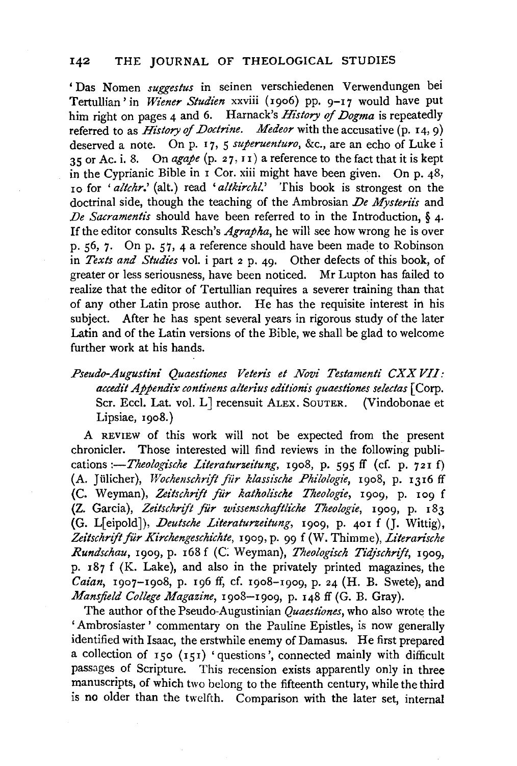'Das Nomen *suggestus* in seinen verschiedenen Verwendungen bei Tertullian' in *Wiener Studien* xxviii (1906) pp. 9–17 would have put him right on pages 4 and 6. Harnack's *History of Dogma* is repeatedly referred to as *History of Doctrine*. *Medeor* with the accusative (p. 14, 9) deserved a note. On p. 17, 5 *superuenturo*, &c., are an echo of Luke i 35 or Ac. i. 8. On *agape* (p. 27, 11) a reference to the fact that it is kept in the Cyprianic Bible in 1 Cor. xiii might have been given. On p. 48, 10 for '*altchr.*' (alt.) read '*altkirchl.*' This book is strongest on the doctrinal side, though the teaching of the Ambrosian *De Mysteriis* and *De Sacramentis* should have been referred to in the Introduction, § 4. If the editor consults Resch's *Agrapha*, he will see how wrong he is over p. 56, 7. On p. 57, 4 a reference should have been made to Robinson in *Texts and Studies* vol. i part 2 p. 49. Other defects of this book, of greater or less seriousness, have been noticed. Mr Lupton has failed to realize that the editor of Tertullian requires a severer training than that of any other Latin prose author. He has the requisite interest in his subject. After he has spent several years in rigorous study of the later Latin and of the Latin versions of the Bible, we shall be glad to welcome further work at his hands.

*Pseudo-Augustini Quaestiones Veteris et Novi Testamenti CXXVII: accedit Appendix continens alterius editionis quaestiones selectas* [Corp. Scr. Eccl. Lat. vol. L] recensuit ALEX. SOUTER. (Vindobonae et Lipsiae, 1908.)

A REVIEW of this work will not be expected from the present chronicler. Those interested will find reviews in the following publications:—*Theologische Literaturzeitung*, 1908, p. 595 ff (cf. p. 721 f) (A. Jülicher), *Wochenschrift für klassische Philologie*, 1908, p. 1316 ff (C. Weyman), *Zeitschrift für katholische Theologie*, 1909, p. 109 f (Z. Garcia), *Zeitschrift für wissenschaftliche Theologie*, 1909, p. 183 (G. L[eipold]), *Deutsche Literaturzeitung*, 1909, p. 401 f (J. Wittig), *Zeitschrift für Kirchengeschichte*, 1909, p. 99 f (W. Thimme), *Literarische Rundschau*, 1909, p. 168 f (C. Weyman), *Theologisch Tidjschrift*, 1909, p. 187 f (K. Lake), and also in the privately printed magazines, the *Caian*, 1907–1908, p. 196 ff, cf. 1908–1909, p. 24 (H. B. Swete), and *Mansfield College Magazine*, 1908–1909, p. 148 ff (G. B. Gray).

The author of the Pseudo-Augustinian *Quaestiones*, who also wrote the 'Ambrosiaster' commentary on the Pauline Epistles, is now generally identified with Isaac, the erstwhile enemy of Damasus. He first prepared a collection of 150 (151) 'questions', connected mainly with difficult passages of Scripture. This recension exists apparently only in three manuscripts, of which two belong to the fifteenth century, while the third is no older than the twelfth. Comparison with the later set, internal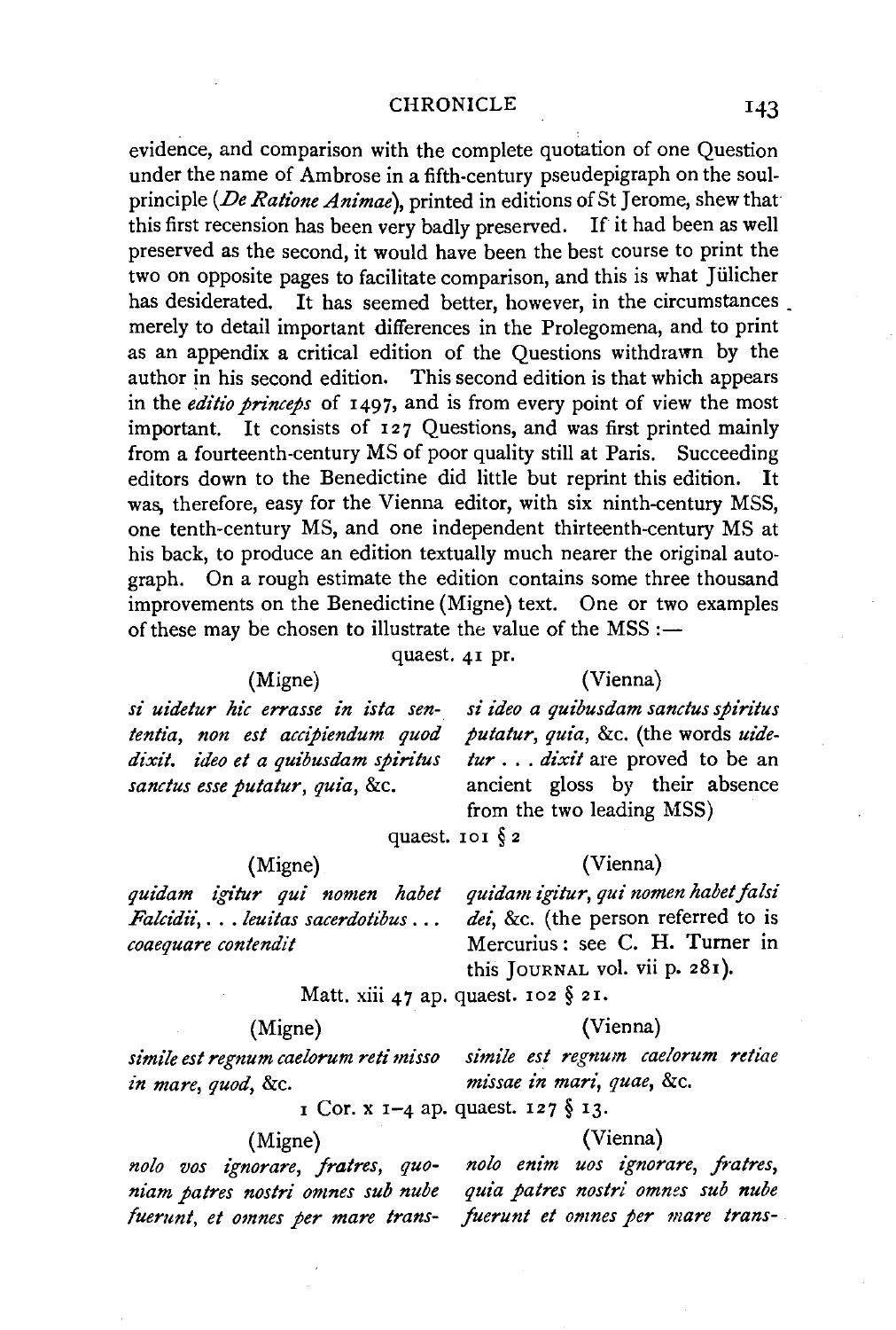evidence, and comparison with the complete quotation of one Question under the name of Ambrose in a fifth-century pseudepigraph on the soul-principle (*De Ratione Animae*), printed in editions of St Jerome, shew that this first recension has been very badly preserved. If it had been as well preserved as the second, it would have been the best course to print the two on opposite pages to facilitate comparison, and this is what Jülicher has desiderated. It has seemed better, however, in the circumstances merely to detail important differences in the Prolegomena, and to print as an appendix a critical edition of the Questions withdrawn by the author in his second edition. This second edition is that which appears in the *editio princeps* of 1497, and is from every point of view the most important. It consists of 127 Questions, and was first printed mainly from a fourteenth-century MS of poor quality still at Paris. Succeeding editors down to the Benedictine did little but reprint this edition. It was, therefore, easy for the Vienna editor, with six ninth-century MSS, one tenth-century MS, and one independent thirteenth-century MS at his back, to produce an edition textually much nearer the original autograph. On a rough estimate the edition contains some three thousand improvements on the Benedictine (Migne) text. One or two examples of these may be chosen to illustrate the value of the MSS :—

quaest. 41 pr.

| (Migne) | (Vienna) |
|---|---|
| *si uidetur hic errasse in ista sententia, non est accipiendum quod dixit. ideo et a quibusdam spiritus sanctus esse putatur, quia*, &c. | *si ideo a quibusdam sanctus spiritus putatur, quia*, &c. (the words *uidetur . . . dixit* are proved to be an ancient gloss by their absence from the two leading MSS) |

quaest. 101 § 2

| (Migne) | (Vienna) |
|---|---|
| *quidam igitur qui nomen habet Falcidii, . . . leuitas sacerdotibus . . . coaequare contendit* | *quidam igitur, qui nomen habet falsi dei*, &c. (the person referred to is Mercurius: see C. H. Turner in this JOURNAL vol. vii p. 281). |

Matt. xiii 47 ap. quaest. 102 § 21.

| (Migne) | (Vienna) |
|---|---|
| *simile est regnum caelorum reti misso in mare, quod*, &c. | *simile est regnum caelorum retiae missae in mari, quae*, &c. |

1 Cor. x 1–4 ap. quaest. 127 § 13.

| (Migne) | (Vienna) |
|---|---|
| *nolo vos ignorare, fratres, quoniam patres nostri omnes sub nube fuerunt, et omnes per mare trans-* | *nolo enim uos ignorare, fratres, quia patres nostri omnes sub nube fuerunt et omnes per mare trans-* |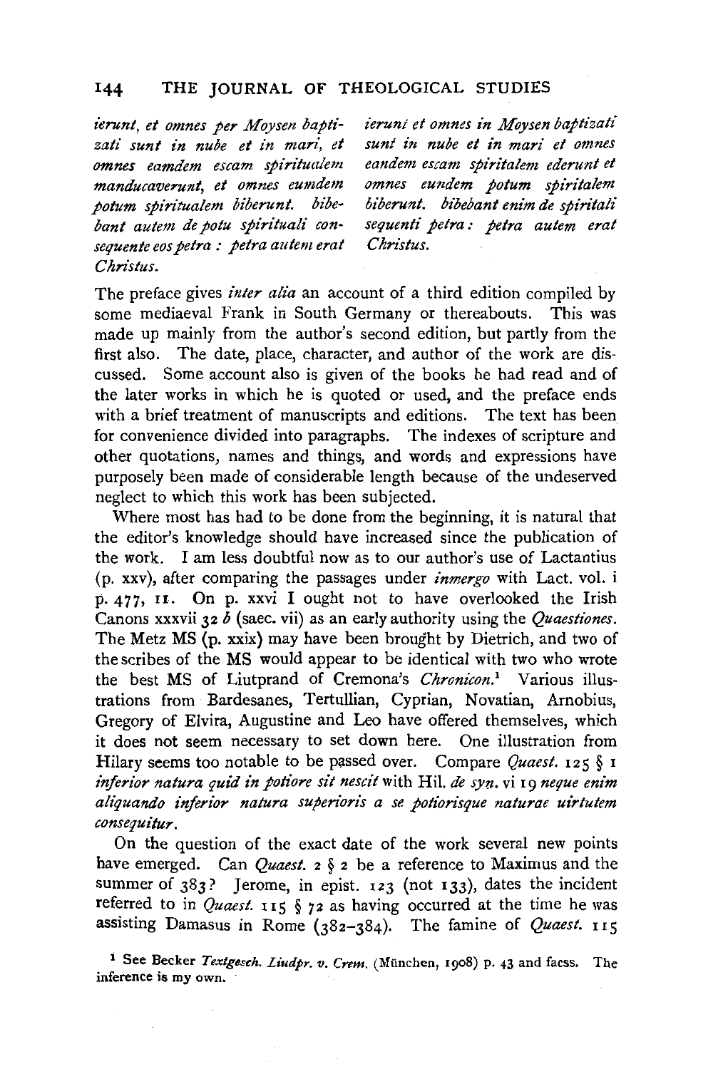| | |
|---|---|
| *ierunt, et omnes per Moysen baptizati sunt in nube et in mari, et omnes eamdem escam spiritualem manducaverunt, et omnes eumdem potum spiritualem biberunt. bibebant autem de potu spirituali consequente eos petra : petra autem erat Christus.* | *ierunt et omnes in Moysen baptizati sunt in nube et in mari et omnes eandem escam spiritalem ederunt et omnes eundem potum spiritalem biberunt. bibebant enim de spiritali sequenti petra : petra autem erat Christus.* |

The preface gives *inter alia* an account of a third edition compiled by some mediaeval Frank in South Germany or thereabouts. This was made up mainly from the author's second edition, but partly from the first also. The date, place, character, and author of the work are discussed. Some account also is given of the books he had read and of the later works in which he is quoted or used, and the preface ends with a brief treatment of manuscripts and editions. The text has been for convenience divided into paragraphs. The indexes of scripture and other quotations, names and things, and words and expressions have purposely been made of considerable length because of the undeserved neglect to which this work has been subjected.

Where most has had to be done from the beginning, it is natural that the editor's knowledge should have increased since the publication of the work. I am less doubtful now as to our author's use of Lactantius (p. xxv), after comparing the passages under *inmergo* with Lact. vol. i p. 477, 11. On p. xxvi I ought not to have overlooked the Irish Canons xxxvii 32 *b* (saec. vii) as an early authority using the *Quaestiones*. The Metz MS (p. xxix) may have been brought by Dietrich, and two of the scribes of the MS would appear to be identical with two who wrote the best MS of Liutprand of Cremona's *Chronicon*.[1] Various illustrations from Bardesanes, Tertullian, Cyprian, Novatian, Arnobius, Gregory of Elvira, Augustine and Leo have offered themselves, which it does not seem necessary to set down here. One illustration from Hilary seems too notable to be passed over. Compare *Quaest.* 125 § 1 *inferior natura quid in potiore sit nescit* with Hil. *de syn.* vi 19 *neque enim aliquando inferior natura superioris a se potiorisque naturae uirtutem consequitur*.

On the question of the exact date of the work several new points have emerged. Can *Quaest.* 2 § 2 be a reference to Maximus and the summer of 383? Jerome, in epist. 123 (not 133), dates the incident referred to in *Quaest.* 115 § 72 as having occurred at the time he was assisting Damasus in Rome (382–384). The famine of *Quaest.* 115

[1] See Becker *Textgesch. Liudpr. v. Crem.* (München, 1908) p. 43 and facss. The inference is my own.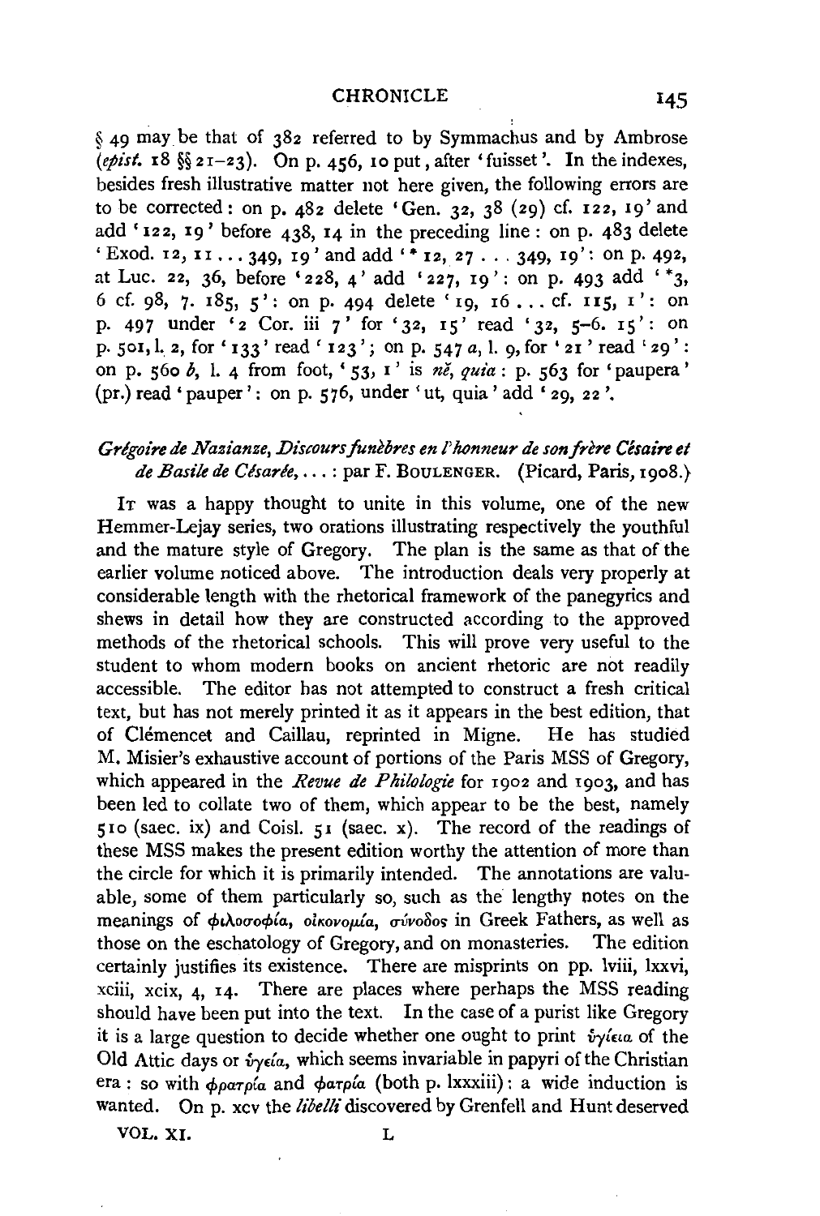§ 49 may be that of 382 referred to by Symmachus and by Ambrose (*epist.* 18 §§ 21–23). On p. 456, 10 put, after 'fuisset'. In the indexes, besides fresh illustrative matter not here given, the following errors are to be corrected: on p. 482 delete 'Gen. 32, 38 (29) cf. 122, 19' and add '122, 19' before 438, 14 in the preceding line: on p. 483 delete 'Exod. 12, 11 . . . 349, 19' and add '* 12, 27 . . . 349, 19': on p. 492, at Luc. 22, 36, before '228, 4' add '227, 19': on p. 493 add '*3, 6 cf. 98, 7. 185, 5': on p. 494 delete '19, 16 . . . cf. 115, 1': on p. 497 under '2 Cor. iii 7' for '32, 15' read '32, 5–6. 15': on p. 501, l. 2, for '133' read '123'; on p. 547 *a*, l. 9, for '21' read '29': on p. 560 *b*, l. 4 from foot, '53, 1' is *nĕ, quia*: p. 563 for 'paupera' (pr.) read 'pauper': on p. 576, under 'ut, quia' add '29, 22'.

*Grégoire de Nazianze, Discours funèbres en l'honneur de son frère Césaire et de Basile de Césarée*, . . . : par F. BOULENGER. (Picard, Paris, 1908.)

IT was a happy thought to unite in this volume, one of the new Hemmer-Lejay series, two orations illustrating respectively the youthful and the mature style of Gregory. The plan is the same as that of the earlier volume noticed above. The introduction deals very properly at considerable length with the rhetorical framework of the panegyrics and shews in detail how they are constructed according to the approved methods of the rhetorical schools. This will prove very useful to the student to whom modern books on ancient rhetoric are not readily accessible. The editor has not attempted to construct a fresh critical text, but has not merely printed it as it appears in the best edition, that of Clémencet and Caillau, reprinted in Migne. He has studied M. Misier's exhaustive account of portions of the Paris MSS of Gregory, which appeared in the *Revue de Philologie* for 1902 and 1903, and has been led to collate two of them, which appear to be the best, namely 510 (saec. ix) and Coisl. 51 (saec. x). The record of the readings of these MSS makes the present edition worthy the attention of more than the circle for which it is primarily intended. The annotations are valuable, some of them particularly so, such as the lengthy notes on the meanings of φιλοσοφία, οἰκονομία, σύνοδος in Greek Fathers, as well as those on the eschatology of Gregory, and on monasteries. The edition certainly justifies its existence. There are misprints on pp. lviii, lxxvi, xciii, xcix, 4, 14. There are places where perhaps the MSS reading should have been put into the text. In the case of a purist like Gregory it is a large question to decide whether one ought to print ὑγίεια of the Old Attic days or ὑγεία, which seems invariable in papyri of the Christian era: so with φρατρία and φατρία (both p. lxxxiii): a wide induction is wanted. On p. xcv the *libelli* discovered by Grenfell and Hunt deserved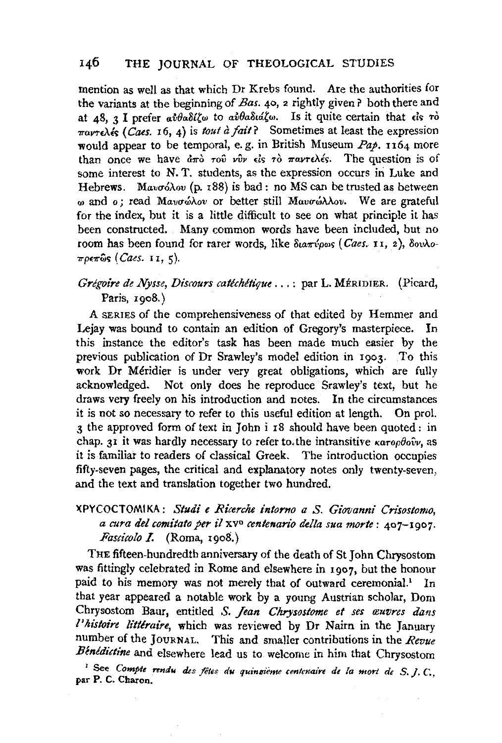mention as well as that which Dr Krebs found. Are the authorities for the variants at the beginning of *Bas.* 40, 2 rightly given? both there and at 48, 3 I prefer αὐθαδίζω to αὐθαδιάζω. Is it quite certain that εἰς τὸ παντελές (*Caes.* 16, 4) is *tout à fait*? Sometimes at least the expression would appear to be temporal, e.g. in British Museum *Pap.* 1164 more than once we have ἀπὸ τοῦ νῦν εἰς τὸ παντελές. The question is of some interest to N. T. students, as the expression occurs in Luke and Hebrews. Μαυσόλου (p. 188) is bad: no MS can be trusted as between ω and ο; read Μαυσώλου or better still Μαυσώλλου. We are grateful for the index, but it is a little difficult to see on what principle it has been constructed. Many common words have been included, but no room has been found for rarer words, like διαπύρως (*Caes.* 11, 2), δουλοπρεπῶς (*Caes.* 11, 5).

*Grégoire de Nysse, Discours catéchétique* . . . : par L. MÉRIDIER. (Picard, Paris, 1908.)

A SERIES of the comprehensiveness of that edited by Hemmer and Lejay was bound to contain an edition of Gregory's masterpiece. In this instance the editor's task has been made much easier by the previous publication of Dr Srawley's model edition in 1903. To this work Dr Méridier is under very great obligations, which are fully acknowledged. Not only does he reproduce Srawley's text, but he draws very freely on his introduction and notes. In the circumstances it is not so necessary to refer to this useful edition at length. On prol. 3 the approved form of text in John i 18 should have been quoted: in chap. 31 it was hardly necessary to refer to the intransitive κατορθοῦν, as it is familiar to readers of classical Greek. The introduction occupies fifty-seven pages, the critical and explanatory notes only twenty-seven, and the text and translation together two hundred.

ΧΡΥϹΟϹΤΟΜΙΚΑ: *Studi e Ricerche intorno a S. Giovanni Crisostomo, a cura del comitato per il* XV° *centenario della sua morte*: 407–1907. *Fascicolo I.* (Roma, 1908.)

THE fifteen-hundredth anniversary of the death of St John Chrysostom was fittingly celebrated in Rome and elsewhere in 1907, but the honour paid to his memory was not merely that of outward ceremonial.[1] In that year appeared a notable work by a young Austrian scholar, Dom Chrysostom Baur, entitled *S. Jean Chrysostome et ses œuvres dans l'histoire littéraire*, which was reviewed by Dr Nairn in the January number of the JOURNAL. This and smaller contributions in the *Revue Bénédictine* and elsewhere lead us to welcome in him that Chrysostom

[1] See *Compte rendu des fêtes du quinzième centenaire de la mort de S. J. C.*, par P. C. Charon.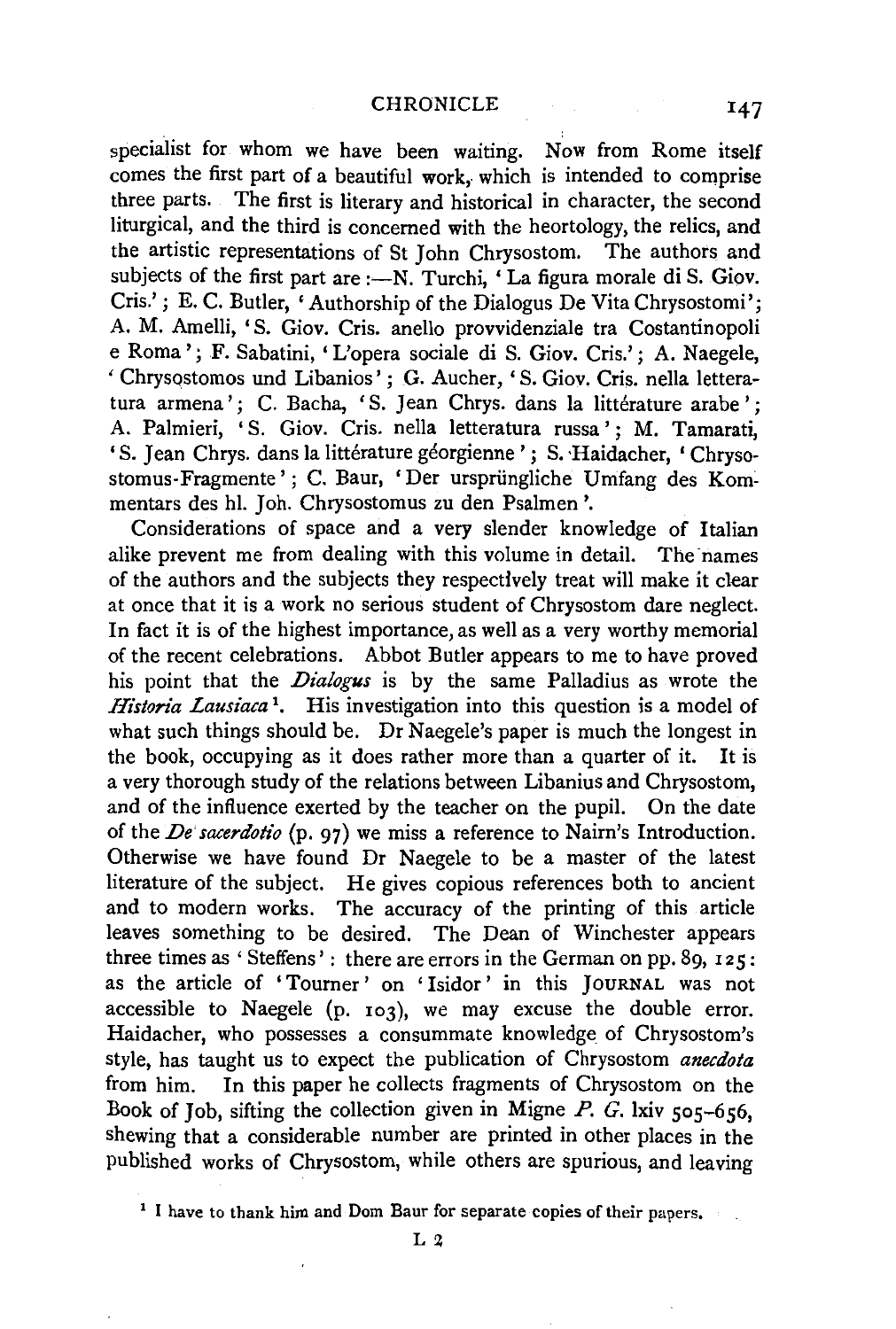specialist for whom we have been waiting. Now from Rome itself comes the first part of a beautiful work, which is intended to comprise three parts. The first is literary and historical in character, the second liturgical, and the third is concerned with the heortology, the relics, and the artistic representations of St John Chrysostom. The authors and subjects of the first part are :—N. Turchi, 'La figura morale di S. Giov. Cris.'; E. C. Butler, 'Authorship of the Dialogus De Vita Chrysostomi'; A. M. Amelli, 'S. Giov. Cris. anello provvidenziale tra Costantinopoli e Roma'; F. Sabatini, 'L'opera sociale di S. Giov. Cris.'; A. Naegele, 'Chrysostomos und Libanios'; G. Aucher, 'S. Giov. Cris. nella letteratura armena'; C. Bacha, 'S. Jean Chrys. dans la littérature arabe'; A. Palmieri, 'S. Giov. Cris. nella letteratura russa'; M. Tamarati, 'S. Jean Chrys. dans la littérature géorgienne'; S. Haidacher, 'Chrysostomus-Fragmente'; C. Baur, 'Der ursprüngliche Umfang des Kommentars des hl. Joh. Chrysostomus zu den Psalmen'.

Considerations of space and a very slender knowledge of Italian alike prevent me from dealing with this volume in detail. The names of the authors and the subjects they respectively treat will make it clear at once that it is a work no serious student of Chrysostom dare neglect. In fact it is of the highest importance, as well as a very worthy memorial of the recent celebrations. Abbot Butler appears to me to have proved his point that the *Dialogus* is by the same Palladius as wrote the *Historia Lausiaca*[1]. His investigation into this question is a model of what such things should be. Dr Naegele's paper is much the longest in the book, occupying as it does rather more than a quarter of it. It is a very thorough study of the relations between Libanius and Chrysostom, and of the influence exerted by the teacher on the pupil. On the date of the *De sacerdotio* (p. 97) we miss a reference to Nairn's Introduction. Otherwise we have found Dr Naegele to be a master of the latest literature of the subject. He gives copious references both to ancient and to modern works. The accuracy of the printing of this article leaves something to be desired. The Dean of Winchester appears three times as 'Steffens': there are errors in the German on pp. 89, 125: as the article of 'Tourner' on 'Isidor' in this JOURNAL was not accessible to Naegele (p. 103), we may excuse the double error. Haidacher, who possesses a consummate knowledge of Chrysostom's style, has taught us to expect the publication of Chrysostom *anecdota* from him. In this paper he collects fragments of Chrysostom on the Book of Job, sifting the collection given in Migne *P. G.* lxiv 505–656, shewing that a considerable number are printed in other places in the published works of Chrysostom, while others are spurious, and leaving

[1] I have to thank him and Dom Baur for separate copies of their papers.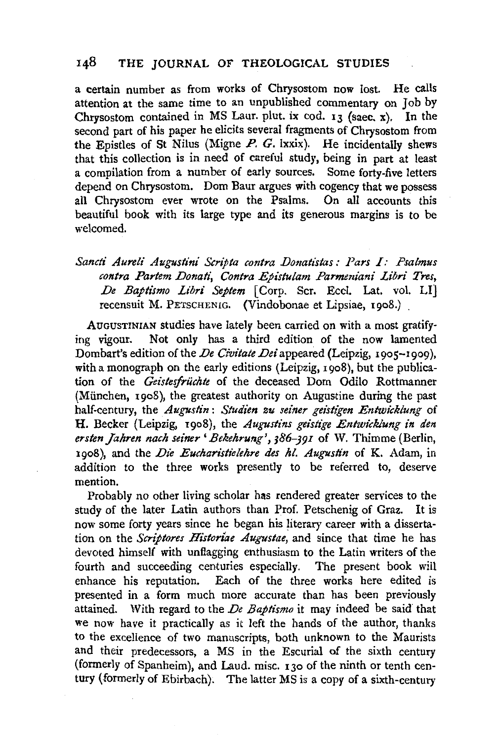a certain number as from works of Chrysostom now lost. He calls attention at the same time to an unpublished commentary on Job by Chrysostom contained in MS Laur. plut. ix cod. 13 (saec. x). In the second part of his paper he elicits several fragments of Chrysostom from the Epistles of St Nilus (Migne *P. G.* lxxix). He incidentally shews that this collection is in need of careful study, being in part at least a compilation from a number of early sources. Some forty-five letters depend on Chrysostom. Dom Baur argues with cogency that we possess all Chrysostom ever wrote on the Psalms. On all accounts this beautiful book with its large type and its generous margins is to be welcomed.

*Sancti Aureli Augustini Scripta contra Donatistas: Pars I: Psalmus contra Partem Donati, Contra Epistulam Parmeniani Libri Tres, De Baptismo Libri Septem* [Corp. Scr. Eccl. Lat. vol. LI] recensuit M. PETSCHENIG. (Vindobonae et Lipsiae, 1908.)

AUGUSTINIAN studies have lately been carried on with a most gratifying vigour. Not only has a third edition of the now lamented Dombart's edition of the *De Civitate Dei* appeared (Leipzig, 1905–1909), with a monograph on the early editions (Leipzig, 1908), but the publication of the *Geistesfrüchte* of the deceased Dom Odilo Rottmanner (München, 1908), the greatest authority on Augustine during the past half-century, the *Augustin: Studien zu seiner geistigen Entwicklung* of H. Becker (Leipzig, 1908), the *Augustins geistige Entwicklung in den ersten Jahren nach seiner 'Bekehrung', 386–391* of W. Thimme (Berlin, 1908), and the *Die Eucharistielehre des hl. Augustin* of K. Adam, in addition to the three works presently to be referred to, deserve mention.

Probably no other living scholar has rendered greater services to the study of the later Latin authors than Prof. Petschenig of Graz. It is now some forty years since he began his literary career with a dissertation on the *Scriptores Historiae Augustae*, and since that time he has devoted himself with unflagging enthusiasm to the Latin writers of the fourth and succeeding centuries especially. The present book will enhance his reputation. Each of the three works here edited is presented in a form much more accurate than has been previously attained. With regard to the *De Baptismo* it may indeed be said that we now have it practically as it left the hands of the author, thanks to the excellence of two manuscripts, both unknown to the Maurists and their predecessors, a MS in the Escurial of the sixth century (formerly of Spanheim), and Laud. misc. 130 of the ninth or tenth century (formerly of Ebirbach). The latter MS is a copy of a sixth-century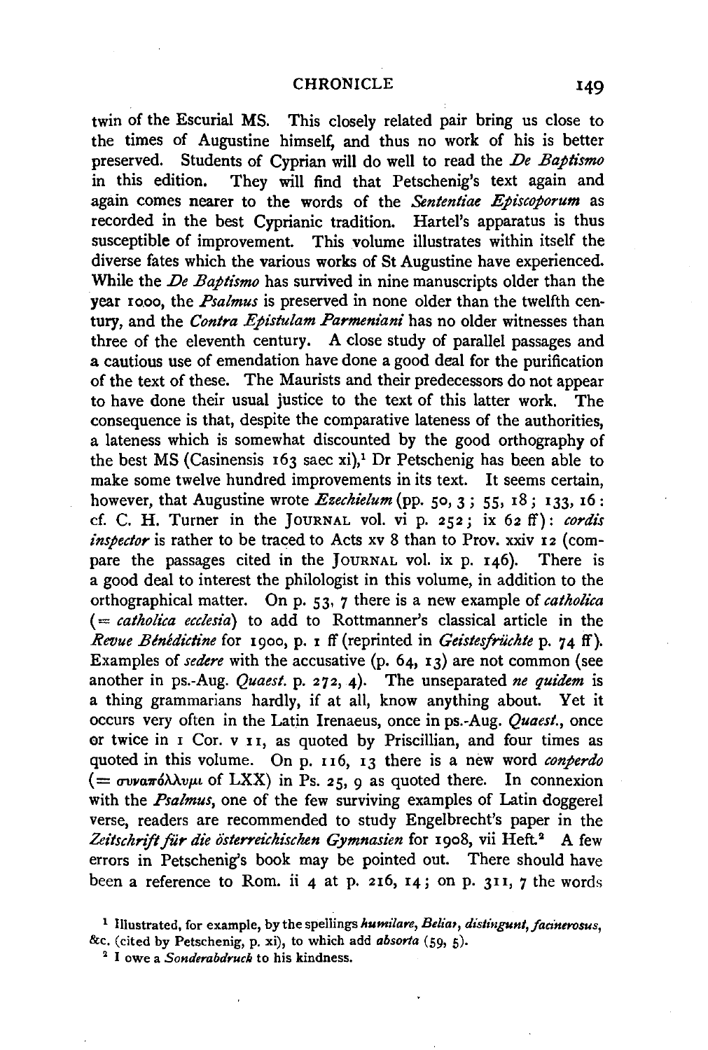twin of the Escurial MS. This closely related pair bring us close to the times of Augustine himself, and thus no work of his is better preserved. Students of Cyprian will do well to read the *De Baptismo* in this edition. They will find that Petschenig's text again and again comes nearer to the words of the *Sententiae Episcoporum* as recorded in the best Cyprianic tradition. Hartel's apparatus is thus susceptible of improvement. This volume illustrates within itself the diverse fates which the various works of St Augustine have experienced. While the *De Baptismo* has survived in nine manuscripts older than the year 1000, the *Psalmus* is preserved in none older than the twelfth century, and the *Contra Epistulam Parmeniani* has no older witnesses than three of the eleventh century. A close study of parallel passages and a cautious use of emendation have done a good deal for the purification of the text of these. The Maurists and their predecessors do not appear to have done their usual justice to the text of this latter work. The consequence is that, despite the comparative lateness of the authorities, a lateness which is somewhat discounted by the good orthography of the best MS (Casinensis 163 saec xi),[1] Dr Petschenig has been able to make some twelve hundred improvements in its text. It seems certain, however, that Augustine wrote *Ezechielum* (pp. 50, 3; 55, 18; 133, 16: cf. C. H. Turner in the JOURNAL vol. vi p. 252; ix 62 ff): *cordis inspector* is rather to be traced to Acts xv 8 than to Prov. xxiv 12 (compare the passages cited in the JOURNAL vol. ix p. 146). There is a good deal to interest the philologist in this volume, in addition to the orthographical matter. On p. 53, 7 there is a new example of *catholica* (= *catholica ecclesia*) to add to Rottmanner's classical article in the *Revue Bénédictine* for 1900, p. 1 ff (reprinted in *Geistesfrüchte* p. 74 ff). Examples of *sedere* with the accusative (p. 64, 13) are not common (see another in ps.-Aug. *Quaest.* p. 272, 4). The unseparated *ne quidem* is a thing grammarians hardly, if at all, know anything about. Yet it occurs very often in the Latin Irenaeus, once in ps.-Aug. *Quaest.*, once or twice in 1 Cor. v 11, as quoted by Priscillian, and four times as quoted in this volume. On p. 116, 13 there is a new word *conperdo* (= συναπόλλυμι of LXX) in Ps. 25, 9 as quoted there. In connexion with the *Psalmus*, one of the few surviving examples of Latin doggerel verse, readers are recommended to study Engelbrecht's paper in the *Zeitschrift für die österreichischen Gymnasien* for 1908, vii Heft.[2] A few errors in Petschenig's book may be pointed out. There should have been a reference to Rom. ii 4 at p. 216, 14; on p. 311, 7 the words

[1] Illustrated, for example, by the spellings *humilare*, *Beliar*, *distingunt*, *facinerosus*, &c. (cited by Petschenig, p. xi), to which add *absorta* (59, 5).

[2] I owe a *Sonderabdruck* to his kindness.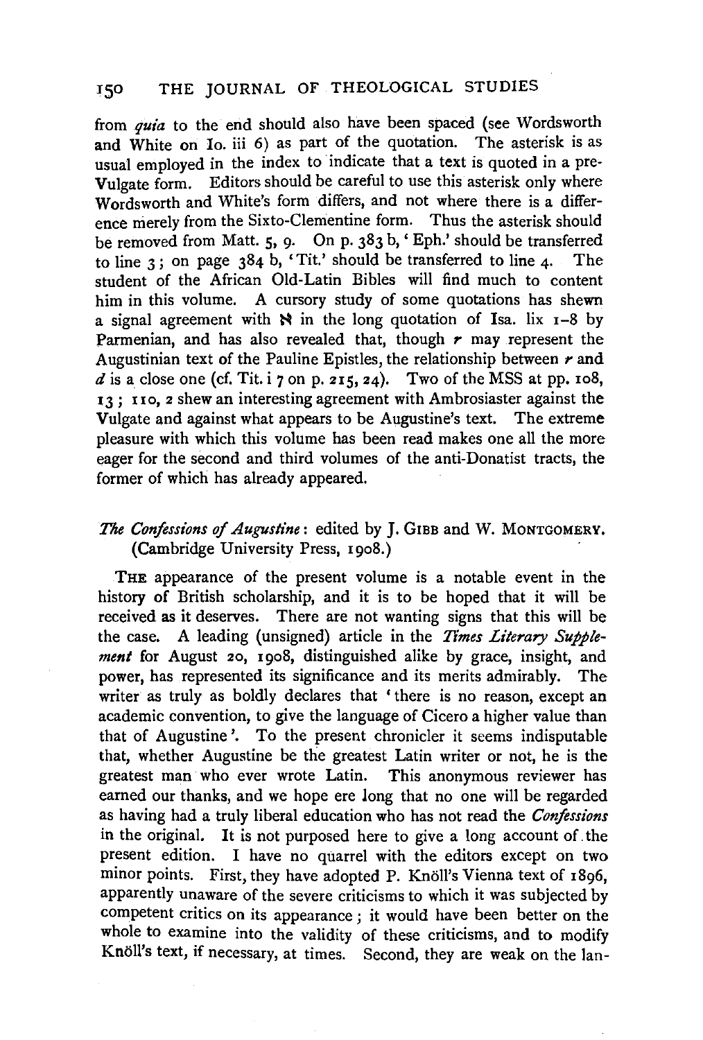from *quia* to the end should also have been spaced (see Wordsworth and White on Io. iii 6) as part of the quotation. The asterisk is as usual employed in the index to indicate that a text is quoted in a pre-Vulgate form. Editors should be careful to use this asterisk only where Wordsworth and White's form differs, and not where there is a difference merely from the Sixto-Clementine form. Thus the asterisk should be removed from Matt. 5, 9. On p. 383 b, 'Eph.' should be transferred to line 3; on page 384 b, 'Tit.' should be transferred to line 4. The student of the African Old-Latin Bibles will find much to content him in this volume. A cursory study of some quotations has shewn a signal agreement with ℵ in the long quotation of Isa. lix 1–8 by Parmenian, and has also revealed that, though *r* may represent the Augustinian text of the Pauline Epistles, the relationship between *r* and *d* is a close one (cf. Tit. i 7 on p. 215, 24). Two of the MSS at pp. 108, 13; 110, 2 shew an interesting agreement with Ambrosiaster against the Vulgate and against what appears to be Augustine's text. The extreme pleasure with which this volume has been read makes one all the more eager for the second and third volumes of the anti-Donatist tracts, the former of which has already appeared.

*The Confessions of Augustine*: edited by J. GIBB and W. MONTGOMERY. (Cambridge University Press, 1908.)

THE appearance of the present volume is a notable event in the history of British scholarship, and it is to be hoped that it will be received as it deserves. There are not wanting signs that this will be the case. A leading (unsigned) article in the *Times Literary Supplement* for August 20, 1908, distinguished alike by grace, insight, and power, has represented its significance and its merits admirably. The writer as truly as boldly declares that 'there is no reason, except an academic convention, to give the language of Cicero a higher value than that of Augustine'. To the present chronicler it seems indisputable that, whether Augustine be the greatest Latin writer or not, he is the greatest man ever wrote Latin. This anonymous reviewer has earned our thanks, and we hope ere long that no one will be regarded as having had a truly liberal education who has not read the *Confessions* in the original. It is not purposed here to give a long account of the present edition. I have no quarrel with the editors except on two minor points. First, they have adopted P. Knöll's Vienna text of 1896, apparently unaware of the severe criticisms to which it was subjected by competent critics on its appearance; it would have been better on the whole to examine into the validity of these criticisms, and to modify Knöll's text, if necessary, at times. Second, they are weak on the lan-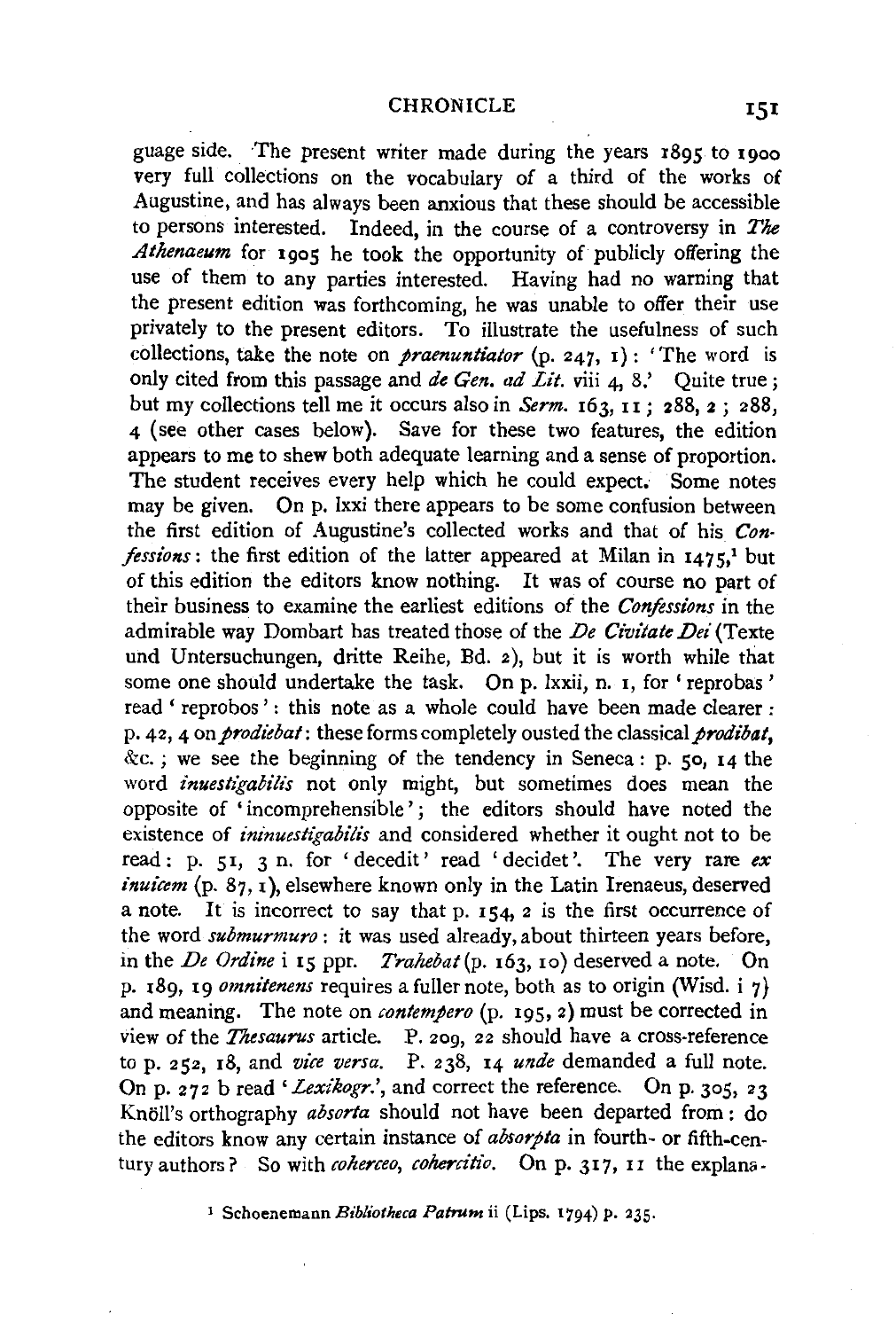guage side. The present writer made during the years 1895 to 1900 very full collections on the vocabulary of a third of the works of Augustine, and has always been anxious that these should be accessible to persons interested. Indeed, in the course of a controversy in *The Athenaeum* for 1905 he took the opportunity of publicly offering the use of them to any parties interested. Having had no warning that the present edition was forthcoming, he was unable to offer their use privately to the present editors. To illustrate the usefulness of such collections, take the note on *praenuntiator* (p. 247, 1): 'The word is only cited from this passage and *de Gen. ad Lit.* viii 4, 8.' Quite true; but my collections tell me it occurs also in *Serm.* 163, 11; 288, 2; 288, 4 (see other cases below). Save for these two features, the edition appears to me to shew both adequate learning and a sense of proportion. The student receives every help which he could expect. Some notes may be given. On p. lxxi there appears to be some confusion between the first edition of Augustine's collected works and that of his *Confessions*: the first edition of the latter appeared at Milan in 1475,[1] but of this edition the editors know nothing. It was of course no part of their business to examine the earliest editions of the *Confessions* in the admirable way Dombart has treated those of the *De Civitate Dei* (Texte und Untersuchungen, dritte Reihe, Bd. 2), but it is worth while that some one should undertake the task. On p. lxxii, n. 1, for 'reprobas' read 'reprobos': this note as a whole could have been made clearer: p. 42, 4 on *prodiebat*: these forms completely ousted the classical *prodibat*, &c.; we see the beginning of the tendency in Seneca: p. 50, 14 the word *inuestigabilis* not only might, but sometimes does mean the opposite of 'incomprehensible'; the editors should have noted the existence of *ininuestigabilis* and considered whether it ought not to be read: p. 51, 3 n. for 'decedit' read 'decidet'. The very rare *ex inuicem* (p. 87, 1), elsewhere known only in the Latin Irenaeus, deserved a note. It is incorrect to say that p. 154, 2 is the first occurrence of the word *submurmuro*: it was used already, about thirteen years before, in the *De Ordine* i 15 ppr. *Trahebat* (p. 163, 10) deserved a note. On p. 189, 19 *omnitenens* requires a fuller note, both as to origin (Wisd. i 7) and meaning. The note on *contempero* (p. 195, 2) must be corrected in view of the *Thesaurus* article. P. 209, 22 should have a cross-reference to p. 252, 18, and *vice versa*. P. 238, 14 *unde* demanded a full note. On p. 272 b read '*Lexikogr.*', and correct the reference. On p. 305, 23 Knöll's orthography *absorta* should not have been departed from: do the editors know any certain instance of *absorpta* in fourth- or fifth-century authors? So with *coherceo*, *cohercitio*. On p. 317, 11 the explana-

[1] Schoenemann *Bibliotheca Patrum* ii (Lips. 1794) p. 235.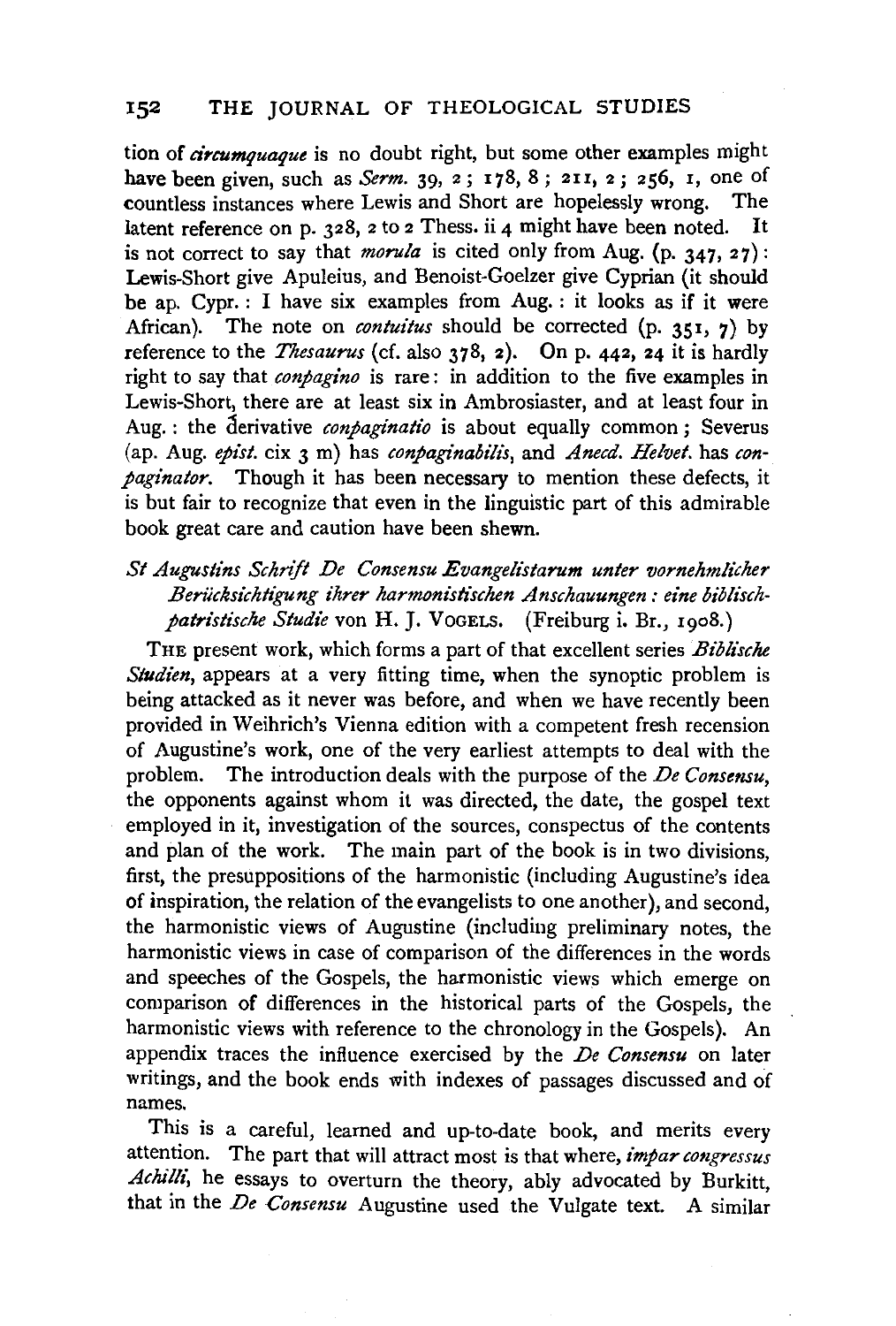tion of *circumquaque* is no doubt right, but some other examples might have been given, such as *Serm.* 39, 2; 178, 8; 211, 2; 256, 1, one of countless instances where Lewis and Short are hopelessly wrong. The latent reference on p. 328, 2 to 2 Thess. ii 4 might have been noted. It is not correct to say that *morula* is cited only from Aug. (p. 347, 27): Lewis-Short give Apuleius, and Benoist-Goelzer give Cyprian (it should be ap. Cypr.: I have six examples from Aug.: it looks as if it were African). The note on *contuitus* should be corrected (p. 351, 7) by reference to the *Thesaurus* (cf. also 378, 2). On p. 442, 24 it is hardly right to say that *conpagino* is rare: in addition to the five examples in Lewis-Short, there are at least six in Ambrosiaster, and at least four in Aug.: the derivative *conpaginatio* is about equally common; Severus (ap. Aug. *epist.* cix 3 m) has *conpaginabilis*, and *Anecd. Helvet.* has *conpaginator*. Though it has been necessary to mention these defects, it is but fair to recognize that even in the linguistic part of this admirable book great care and caution have been shewn.

*St Augustins Schrift De Consensu Evangelistarum unter vornehmlicher Berücksichtigung ihrer harmonistischen Anschauungen: eine biblisch-patristische Studie* von H. J. Vogels. (Freiburg i. Br., 1908.)

The present work, which forms a part of that excellent series *Biblische Studien*, appears at a very fitting time, when the synoptic problem is being attacked as it never was before, and when we have recently been provided in Weihrich's Vienna edition with a competent fresh recension of Augustine's work, one of the very earliest attempts to deal with the problem. The introduction deals with the purpose of the *De Consensu*, the opponents against whom it was directed, the date, the gospel text employed in it, investigation of the sources, conspectus of the contents and plan of the work. The main part of the book is in two divisions, first, the presuppositions of the harmonistic (including Augustine's idea of inspiration, the relation of the evangelists to one another), and second, the harmonistic views of Augustine (including preliminary notes, the harmonistic views in case of comparison of the differences in the words and speeches of the Gospels, the harmonistic views which emerge on comparison of differences in the historical parts of the Gospels, the harmonistic views with reference to the chronology in the Gospels). An appendix traces the influence exercised by the *De Consensu* on later writings, and the book ends with indexes of passages discussed and of names.

This is a careful, learned and up-to-date book, and merits every attention. The part that will attract most is that where, *impar congressus Achilli*, he essays to overturn the theory, ably advocated by Burkitt, that in the *De Consensu* Augustine used the Vulgate text. A similar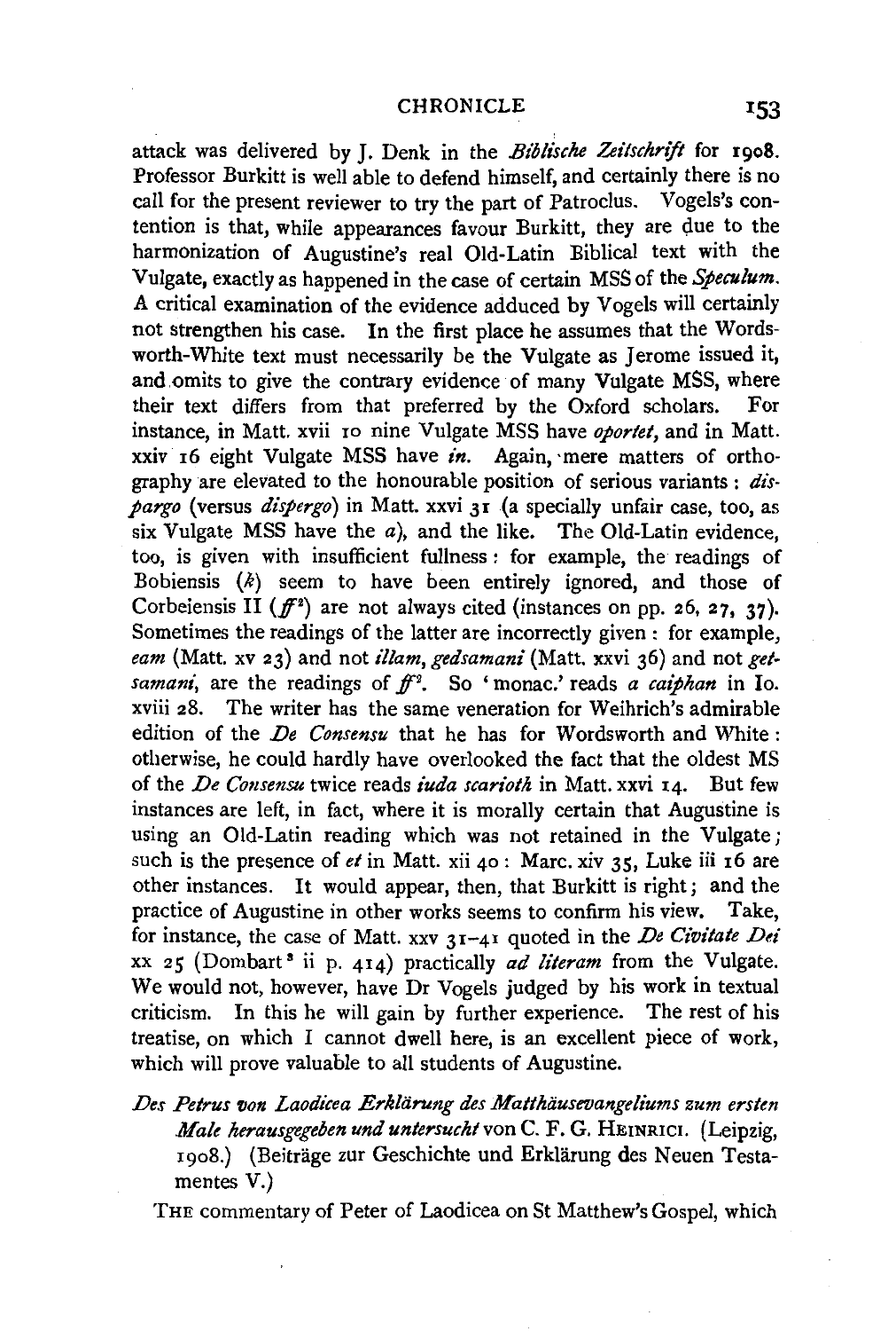attack was delivered by J. Denk in the *Biblische Zeitschrift* for 1908. Professor Burkitt is well able to defend himself, and certainly there is no call for the present reviewer to try the part of Patroclus. Vogels's contention is that, while appearances favour Burkitt, they are due to the harmonization of Augustine's real Old-Latin Biblical text with the Vulgate, exactly as happened in the case of certain MSS of the *Speculum*. A critical examination of the evidence adduced by Vogels will certainly not strengthen his case. In the first place he assumes that the Wordsworth-White text must necessarily be the Vulgate as Jerome issued it, and omits to give the contrary evidence of many Vulgate MSS, where their text differs from that preferred by the Oxford scholars. For instance, in Matt. xvii 10 nine Vulgate MSS have *oportet*, and in Matt. xxiv 16 eight Vulgate MSS have *in*. Again, mere matters of orthography are elevated to the honourable position of serious variants: *dispargo* (versus *dispergo*) in Matt. xxvi 31 (a specially unfair case, too, as six Vulgate MSS have the *a*), and the like. The Old-Latin evidence, too, is given with insufficient fullness: for example, the readings of Bobiensis (*k*) seem to have been entirely ignored, and those of Corbeiensis II (*ff*[2]) are not always cited (instances on pp. 26, 27, 37). Sometimes the readings of the latter are incorrectly given: for example, *eam* (Matt. xv 23) and not *illam*, *gedsamani* (Matt. xxvi 36) and not *getsamani*, are the readings of *ff*[2]. So 'monac.' reads *a caiphan* in Io. xviii 28. The writer has the same veneration for Weihrich's admirable edition of the *De Consensu* that he has for Wordsworth and White: otherwise, he could hardly have overlooked the fact that the oldest MS of the *De Consensu* twice reads *iuda scarioth* in Matt. xxvi 14. But few instances are left, in fact, where it is morally certain that Augustine is using an Old-Latin reading which was not retained in the Vulgate; such is the presence of *et* in Matt. xii 40: Marc. xiv 35, Luke iii 16 are other instances. It would appear, then, that Burkitt is right; and the practice of Augustine in other works seems to confirm his view. Take, for instance, the case of Matt. xxv 31–41 quoted in the *De Civitate Dei* xx 25 (Dombart[3] ii p. 414) practically *ad literam* from the Vulgate. We would not, however, have Dr Vogels judged by his work in textual criticism. In this he will gain by further experience. The rest of his treatise, on which I cannot dwell here, is an excellent piece of work, which will prove valuable to all students of Augustine.

*Des Petrus von Laodicea Erklärung des Matthäusevangeliums zum ersten Male herausgegeben und untersucht* von C. F. G. Heinrici. (Leipzig, 1908.) (Beiträge zur Geschichte und Erklärung des Neuen Testamentes V.)

The commentary of Peter of Laodicea on St Matthew's Gospel, which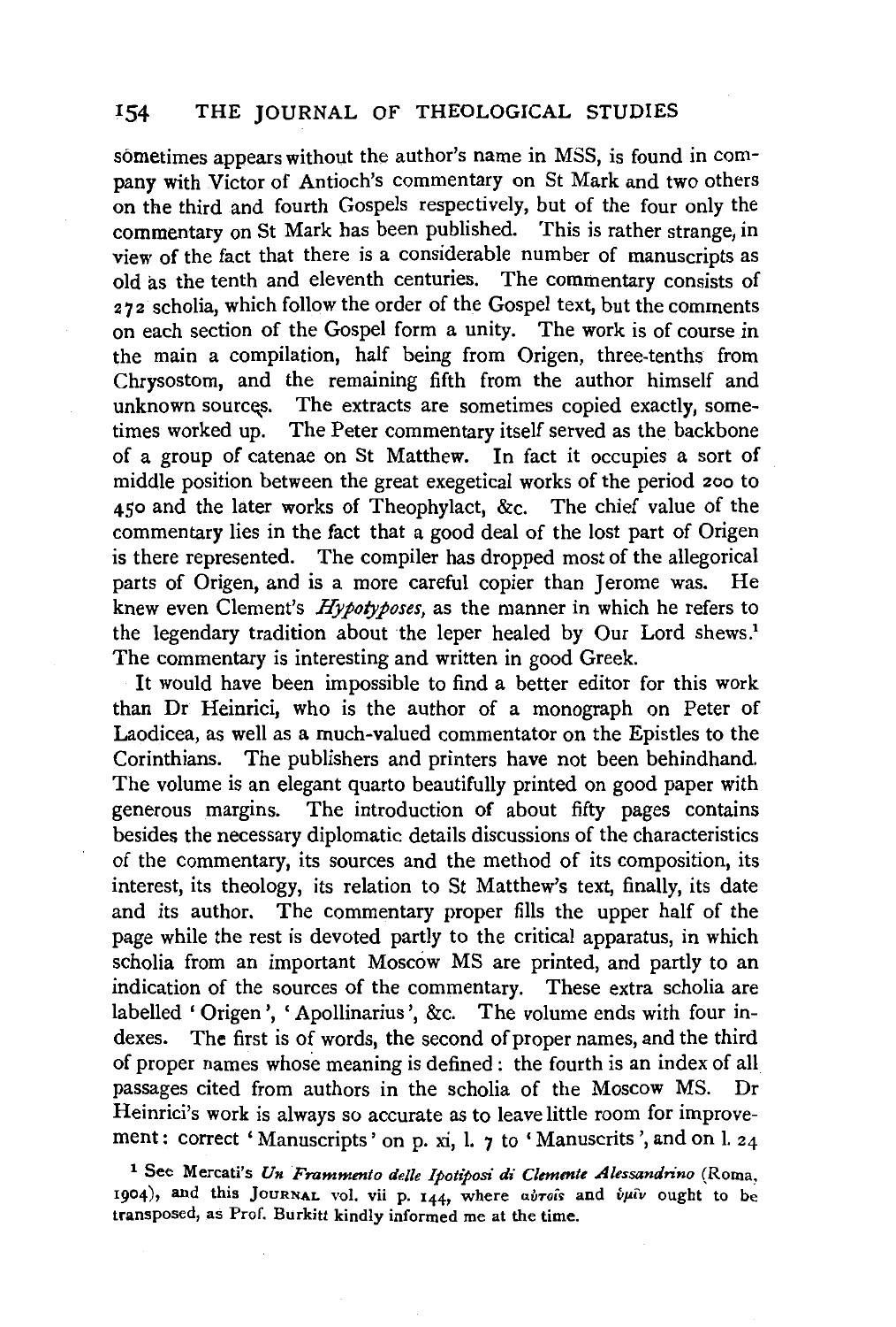sometimes appears without the author's name in MSS, is found in company with Victor of Antioch's commentary on St Mark and two others on the third and fourth Gospels respectively, but of the four only the commentary on St Mark has been published. This is rather strange, in view of the fact that there is a considerable number of manuscripts as old as the tenth and eleventh centuries. The commentary consists of 272 scholia, which follow the order of the Gospel text, but the comments on each section of the Gospel form a unity. The work is of course in the main a compilation, half being from Origen, three-tenths from Chrysostom, and the remaining fifth from the author himself and unknown sources. The extracts are sometimes copied exactly, sometimes worked up. The Peter commentary itself served as the backbone of a group of catenae on St Matthew. In fact it occupies a sort of middle position between the great exegetical works of the period 200 to 450 and the later works of Theophylact, &c. The chief value of the commentary lies in the fact that a good deal of the lost part of Origen is there represented. The compiler has dropped most of the allegorical parts of Origen, and is a more careful copier than Jerome was. He knew even Clement's *Hypotyposes*, as the manner in which he refers to the legendary tradition about the leper healed by Our Lord shews.[1] The commentary is interesting and written in good Greek.

It would have been impossible to find a better editor for this work than Dr Heinrici, who is the author of a monograph on Peter of Laodicea, as well as a much-valued commentator on the Epistles to the Corinthians. The publishers and printers have not been behindhand. The volume is an elegant quarto beautifully printed on good paper with generous margins. The introduction of about fifty pages contains besides the necessary diplomatic details discussions of the characteristics of the commentary, its sources and the method of its composition, its interest, its theology, its relation to St Matthew's text, finally, its date and its author. The commentary proper fills the upper half of the page while the rest is devoted partly to the critical apparatus, in which scholia from an important Moscow MS are printed, and partly to an indication of the sources of the commentary. These extra scholia are labelled 'Origen', 'Apollinarius', &c. The volume ends with four indexes. The first is of words, the second of proper names, and the third of proper names whose meaning is defined: the fourth is an index of all passages cited from authors in the scholia of the Moscow MS. Dr Heinrici's work is always so accurate as to leave little room for improvement: correct 'Manuscripts' on p. xi, l. 7 to 'Manuscrits', and on l. 24

[1] See Mercati's *Un Frammento delle Ipotiposi di Clemente Alessandrino* (Roma, 1904), and this JOURNAL vol. vii p. 144, where αὐτοῖς and ὑμῖν ought to be transposed, as Prof. Burkitt kindly informed me at the time.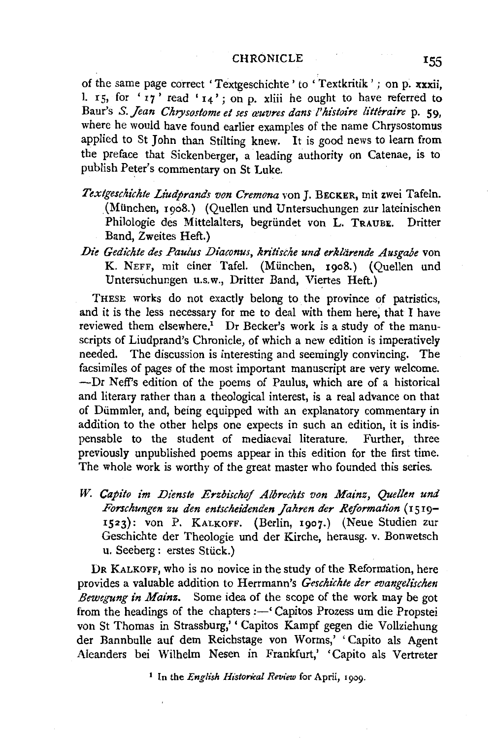of the same page correct 'Textgeschichte' to 'Textkritik'; on p. xxxii, l. 15, for '17' read '14'; on p. xliii he ought to have referred to Baur's *S. Jean Chrysostome et ses œuvres dans l'histoire littéraire* p. 59, where he would have found earlier examples of the name Chrysostomus applied to St John than Stilting knew. It is good news to learn from the preface that Sickenberger, a leading authority on Catenae, is to publish Peter's commentary on St Luke.

*Textgeschichte Liudprands von Cremona* von J. BECKER, mit zwei Tafeln. (München, 1908.) (Quellen und Untersuchungen zur lateinischen Philologie des Mittelalters, begründet von L. TRAUBE. Dritter Band, Zweites Heft.)

*Die Gedichte des Paulus Diaconus, kritische und erklärende Ausgabe* von K. NEFF, mit einer Tafel. (München, 1908.) (Quellen und Untersuchungen u.s.w., Dritter Band, Viertes Heft.)

THESE works do not exactly belong to the province of patristics, and it is the less necessary for me to deal with them here, that I have reviewed them elsewhere.[1] Dr Becker's work is a study of the manuscripts of Liudprand's Chronicle, of which a new edition is imperatively needed. The discussion is interesting and seemingly convincing. The facsimiles of pages of the most important manuscript are very welcome. —Dr Neff's edition of the poems of Paulus, which are of a historical and literary rather than a theological interest, is a real advance on that of Dümmler, and, being equipped with an explanatory commentary in addition to the other helps one expects in such an edition, it is indispensable to the student of mediaeval literature. Further, three previously unpublished poems appear in this edition for the first time. The whole work is worthy of the great master who founded this series.

*W. Capito im Dienste Erzbischof Albrechts von Mainz, Quellen und Forschungen zu den entscheidenden Jahren der Reformation* (1519–1523): von P. KALKOFF. (Berlin, 1907.) (Neue Studien zur Geschichte der Theologie und der Kirche, herausg. v. Bonwetsch u. Seeberg: erstes Stück.)

DR KALKOFF, who is no novice in the study of the Reformation, here provides a valuable addition to Herrmann's *Geschichte der evangelischen Bewegung in Mainz*. Some idea of the scope of the work may be got from the headings of the chapters:—'Capitos Prozess um die Propstei von St Thomas in Strassburg,' 'Capitos Kampf gegen die Vollziehung der Bannbulle auf dem Reichstage von Worms,' 'Capito als Agent Aleanders bei Wilhelm Nesen in Frankfurt,' 'Capito als Vertreter

[1] In the *English Historical Review* for April, 1909.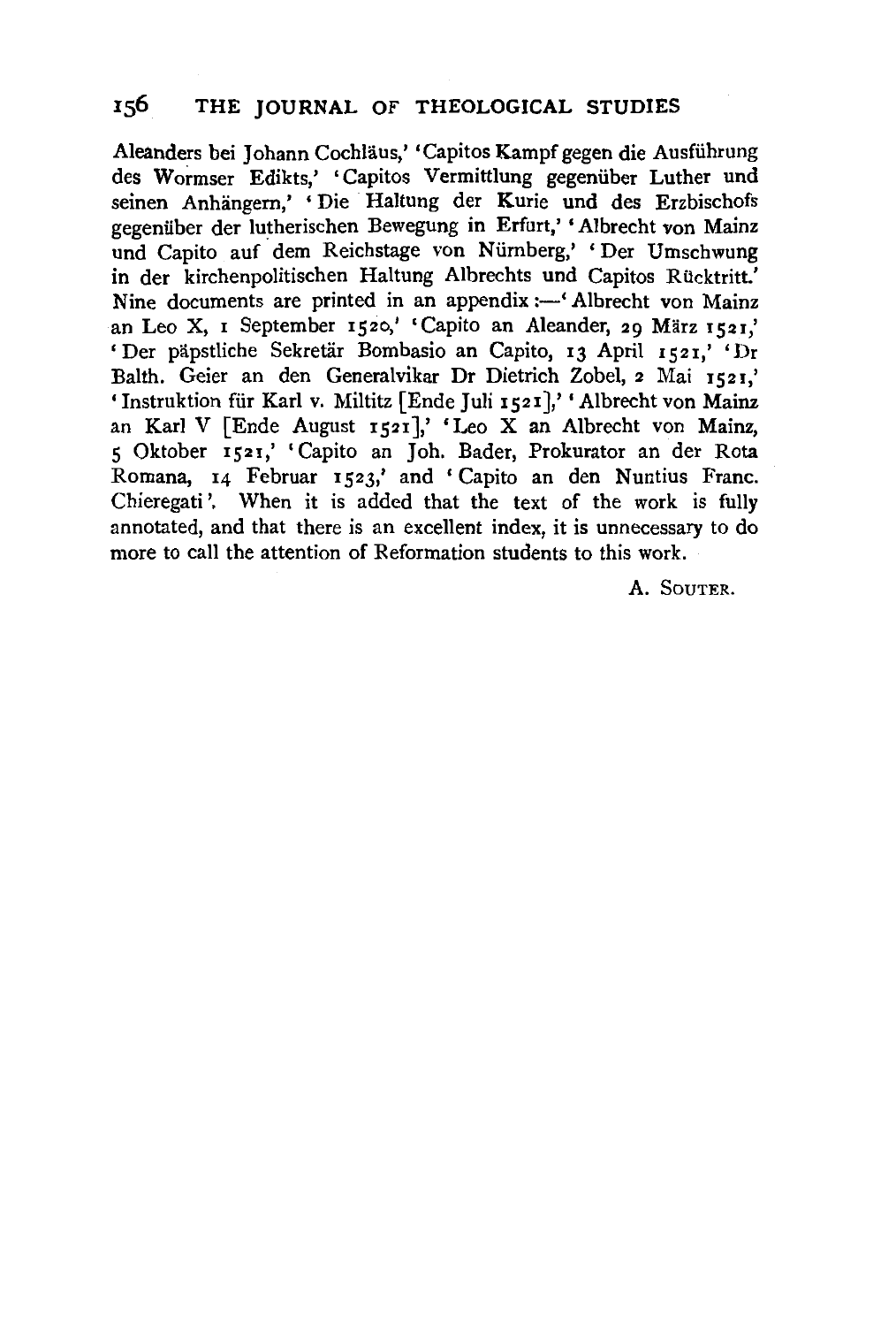Aleanders bei Johann Cochläus,' 'Capitos Kampf gegen die Ausführung des Wormser Edikts,' 'Capitos Vermittlung gegenüber Luther und seinen Anhängern,' 'Die Haltung der Kurie und des Erzbischofs gegenüber der lutherischen Bewegung in Erfurt,' 'Albrecht von Mainz und Capito auf dem Reichstage von Nürnberg,' 'Der Umschwung in der kirchenpolitischen Haltung Albrechts und Capitos Rücktritt.' Nine documents are printed in an appendix:—'Albrecht von Mainz an Leo X, 1 September 1520,' 'Capito an Aleander, 29 März 1521,' 'Der päpstliche Sekretär Bombasio an Capito, 13 April 1521,' 'Dr Balth. Geier an den Generalvikar Dr Dietrich Zobel, 2 Mai 1521,' 'Instruktion für Karl v. Miltitz [Ende Juli 1521],' 'Albrecht von Mainz an Karl V [Ende August 1521],' 'Leo X an Albrecht von Mainz, 5 Oktober 1521,' 'Capito an Joh. Bader, Prokurator an der Rota Romana, 14 Februar 1523,' and 'Capito an den Nuntius Franc. Chieregati'. When it is added that the text of the work is fully annotated, and that there is an excellent index, it is unnecessary to do more to call the attention of Reformation students to this work.

A. Souter.